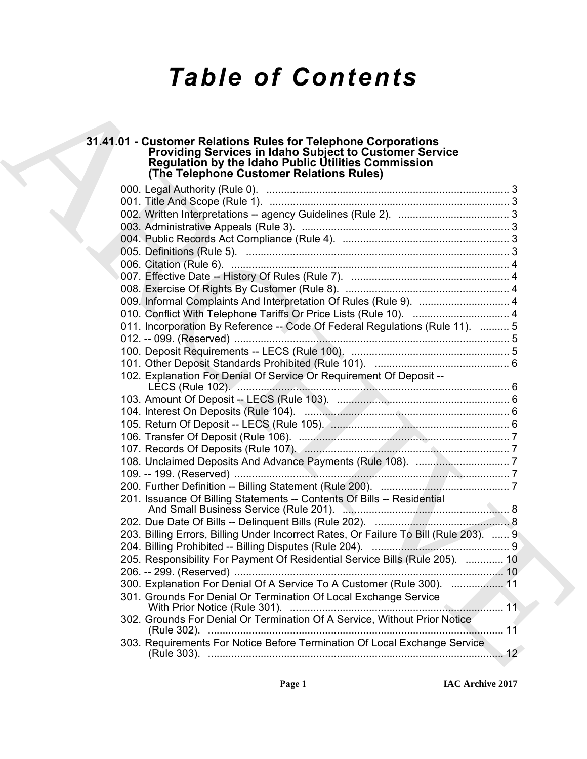# *Table of Contents*

## 31.41.01 - Customer Relations Rules for Telephone Corporations Providing Services in Idaho Subject to Customer Service Regulation by the Idaho Public Utilities Commission (The Telephone Customer Relations Rules)

000. Legal Authority (Rule 0). ... 3
001. Title And Scope (Rule 1). ... 3
002. Written Interpretations -- agency Guidelines (Rule 2). ... 3
003. Administrative Appeals (Rule 3). ... 3
004. Public Records Act Compliance (Rule 4). ... 3
005. Definitions (Rule 5). ... 3
006. Citation (Rule 6). ... 4
007. Effective Date -- History Of Rules (Rule 7). ... 4
008. Exercise Of Rights By Customer (Rule 8). ... 4
009. Informal Complaints And Interpretation Of Rules (Rule 9). ... 4
010. Conflict With Telephone Tariffs Or Price Lists (Rule 10). ... 4
011. Incorporation By Reference -- Code Of Federal Regulations (Rule 11). ... 5
012. -- 099. (Reserved) ... 5
100. Deposit Requirements -- LECS (Rule 100). ... 5
101. Other Deposit Standards Prohibited (Rule 101). ... 6
102. Explanation For Denial Of Service Or Requirement Of Deposit -- LECS (Rule 102). ... 6
103. Amount Of Deposit -- LECS (Rule 103). ... 6
104. Interest On Deposits (Rule 104). ... 6
105. Return Of Deposit -- LECS (Rule 105). ... 6
106. Transfer Of Deposit (Rule 106). ... 7
107. Records Of Deposits (Rule 107). ... 7
108. Unclaimed Deposits And Advance Payments (Rule 108). ... 7
109. -- 199. (Reserved) ... 7
200. Further Definition -- Billing Statement (Rule 200). ... 7
201. Issuance Of Billing Statements -- Contents Of Bills -- Residential And Small Business Service (Rule 201). ... 8
202. Due Date Of Bills -- Delinquent Bills (Rule 202). ... 8
203. Billing Errors, Billing Under Incorrect Rates, Or Failure To Bill (Rule 203). ... 9
204. Billing Prohibited -- Billing Disputes (Rule 204). ... 9
205. Responsibility For Payment Of Residential Service Bills (Rule 205). ... 10
206. -- 299. (Reserved) ... 10
300. Explanation For Denial Of A Service To A Customer (Rule 300). ... 11
301. Grounds For Denial Or Termination Of Local Exchange Service With Prior Notice (Rule 301). ... 11
302. Grounds For Denial Or Termination Of A Service, Without Prior Notice (Rule 302). ... 11
303. Requirements For Notice Before Termination Of Local Exchange Service (Rule 303). ... 12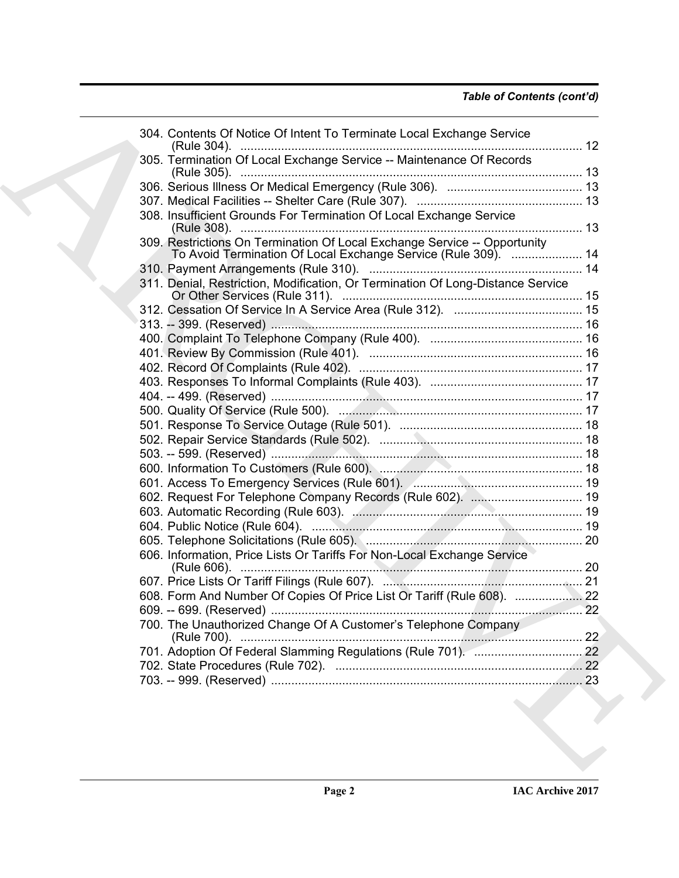*Table of Contents (cont'd)*

304. Contents Of Notice Of Intent To Terminate Local Exchange Service (Rule 304). ..................... 12
305. Termination Of Local Exchange Service -- Maintenance Of Records (Rule 305). ..................... 13
306. Serious Illness Or Medical Emergency (Rule 306). ..................... 13
307. Medical Facilities -- Shelter Care (Rule 307). ..................... 13
308. Insufficient Grounds For Termination Of Local Exchange Service (Rule 308). ..................... 13
309. Restrictions On Termination Of Local Exchange Service -- Opportunity To Avoid Termination Of Local Exchange Service (Rule 309). ..................... 14
310. Payment Arrangements (Rule 310). ..................... 14
311. Denial, Restriction, Modification, Or Termination Of Long-Distance Service Or Other Services (Rule 311). ..................... 15
312. Cessation Of Service In A Service Area (Rule 312). ..................... 15
313. -- 399. (Reserved) ..................... 16
400. Complaint To Telephone Company (Rule 400). ..................... 16
401. Review By Commission (Rule 401). ..................... 16
402. Record Of Complaints (Rule 402). ..................... 17
403. Responses To Informal Complaints (Rule 403). ..................... 17
404. -- 499. (Reserved) ..................... 17
500. Quality Of Service (Rule 500). ..................... 17
501. Response To Service Outage (Rule 501). ..................... 18
502. Repair Service Standards (Rule 502). ..................... 18
503. -- 599. (Reserved) ..................... 18
600. Information To Customers (Rule 600). ..................... 18
601. Access To Emergency Services (Rule 601). ..................... 19
602. Request For Telephone Company Records (Rule 602). ..................... 19
603. Automatic Recording (Rule 603). ..................... 19
604. Public Notice (Rule 604). ..................... 19
605. Telephone Solicitations (Rule 605). ..................... 20
606. Information, Price Lists Or Tariffs For Non-Local Exchange Service (Rule 606). ..................... 20
607. Price Lists Or Tariff Filings (Rule 607). ..................... 21
608. Form And Number Of Copies Of Price List Or Tariff (Rule 608). ..................... 22
609. -- 699. (Reserved) ..................... 22
700. The Unauthorized Change Of A Customer's Telephone Company (Rule 700). ..................... 22
701. Adoption Of Federal Slamming Regulations (Rule 701). ..................... 22
702. State Procedures (Rule 702). ..................... 22
703. -- 999. (Reserved) ..................... 23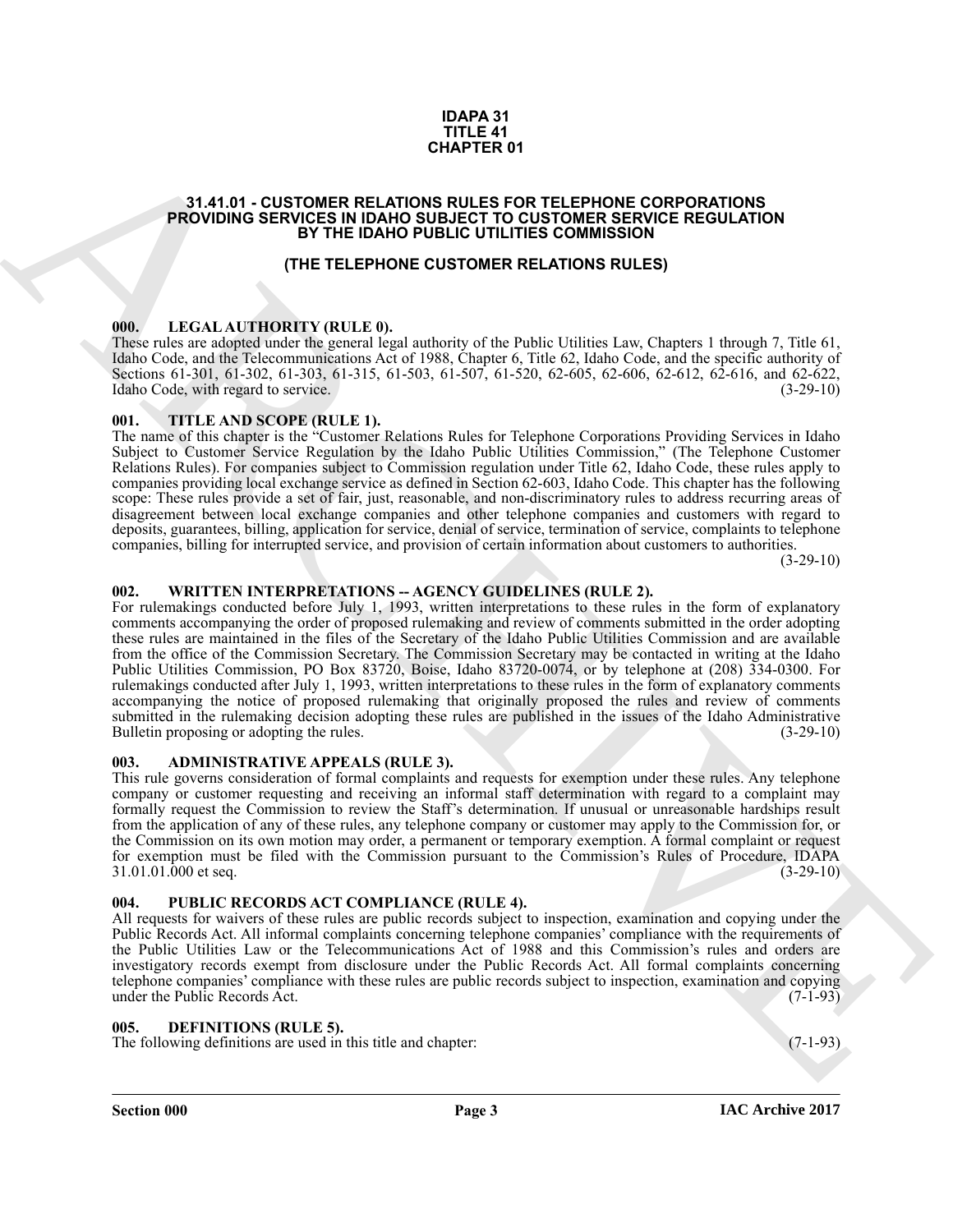# IDAPA 31
# TITLE 41
# CHAPTER 01

## 31.41.01 - CUSTOMER RELATIONS RULES FOR TELEPHONE CORPORATIONS PROVIDING SERVICES IN IDAHO SUBJECT TO CUSTOMER SERVICE REGULATION BY THE IDAHO PUBLIC UTILITIES COMMISSION

## (THE TELEPHONE CUSTOMER RELATIONS RULES)

### 000. LEGAL AUTHORITY (RULE 0).

These rules are adopted under the general legal authority of the Public Utilities Law, Chapters 1 through 7, Title 61, Idaho Code, and the Telecommunications Act of 1988, Chapter 6, Title 62, Idaho Code, and the specific authority of Sections 61-301, 61-302, 61-303, 61-315, 61-503, 61-507, 61-520, 62-605, 62-606, 62-612, 62-616, and 62-622, Idaho Code, with regard to service. (3-29-10)

### 001. TITLE AND SCOPE (RULE 1).

The name of this chapter is the "Customer Relations Rules for Telephone Corporations Providing Services in Idaho Subject to Customer Service Regulation by the Idaho Public Utilities Commission," (The Telephone Customer Relations Rules). For companies subject to Commission regulation under Title 62, Idaho Code, these rules apply to companies providing local exchange service as defined in Section 62-603, Idaho Code. This chapter has the following scope: These rules provide a set of fair, just, reasonable, and non-discriminatory rules to address recurring areas of disagreement between local exchange companies and other telephone companies and customers with regard to deposits, guarantees, billing, application for service, denial of service, termination of service, complaints to telephone companies, billing for interrupted service, and provision of certain information about customers to authorities. (3-29-10)

### 002. WRITTEN INTERPRETATIONS -- AGENCY GUIDELINES (RULE 2).

For rulemakings conducted before July 1, 1993, written interpretations to these rules in the form of explanatory comments accompanying the order of proposed rulemaking and review of comments submitted in the order adopting these rules are maintained in the files of the Secretary of the Idaho Public Utilities Commission and are available from the office of the Commission Secretary. The Commission Secretary may be contacted in writing at the Idaho Public Utilities Commission, PO Box 83720, Boise, Idaho 83720-0074, or by telephone at (208) 334-0300. For rulemakings conducted after July 1, 1993, written interpretations to these rules in the form of explanatory comments accompanying the notice of proposed rulemaking that originally proposed the rules and review of comments submitted in the rulemaking decision adopting these rules are published in the issues of the Idaho Administrative Bulletin proposing or adopting the rules. (3-29-10)

### 003. ADMINISTRATIVE APPEALS (RULE 3).

This rule governs consideration of formal complaints and requests for exemption under these rules. Any telephone company or customer requesting and receiving an informal staff determination with regard to a complaint may formally request the Commission to review the Staff's determination. If unusual or unreasonable hardships result from the application of any of these rules, any telephone company or customer may apply to the Commission for, or the Commission on its own motion may order, a permanent or temporary exemption. A formal complaint or request for exemption must be filed with the Commission pursuant to the Commission's Rules of Procedure, IDAPA 31.01.01.000 et seq. (3-29-10)

### 004. PUBLIC RECORDS ACT COMPLIANCE (RULE 4).

All requests for waivers of these rules are public records subject to inspection, examination and copying under the Public Records Act. All informal complaints concerning telephone companies' compliance with the requirements of the Public Utilities Law or the Telecommunications Act of 1988 and this Commission's rules and orders are investigatory records exempt from disclosure under the Public Records Act. All formal complaints concerning telephone companies' compliance with these rules are public records subject to inspection, examination and copying under the Public Records Act. (7-1-93)

### 005. DEFINITIONS (RULE 5).

The following definitions are used in this title and chapter: (7-1-93)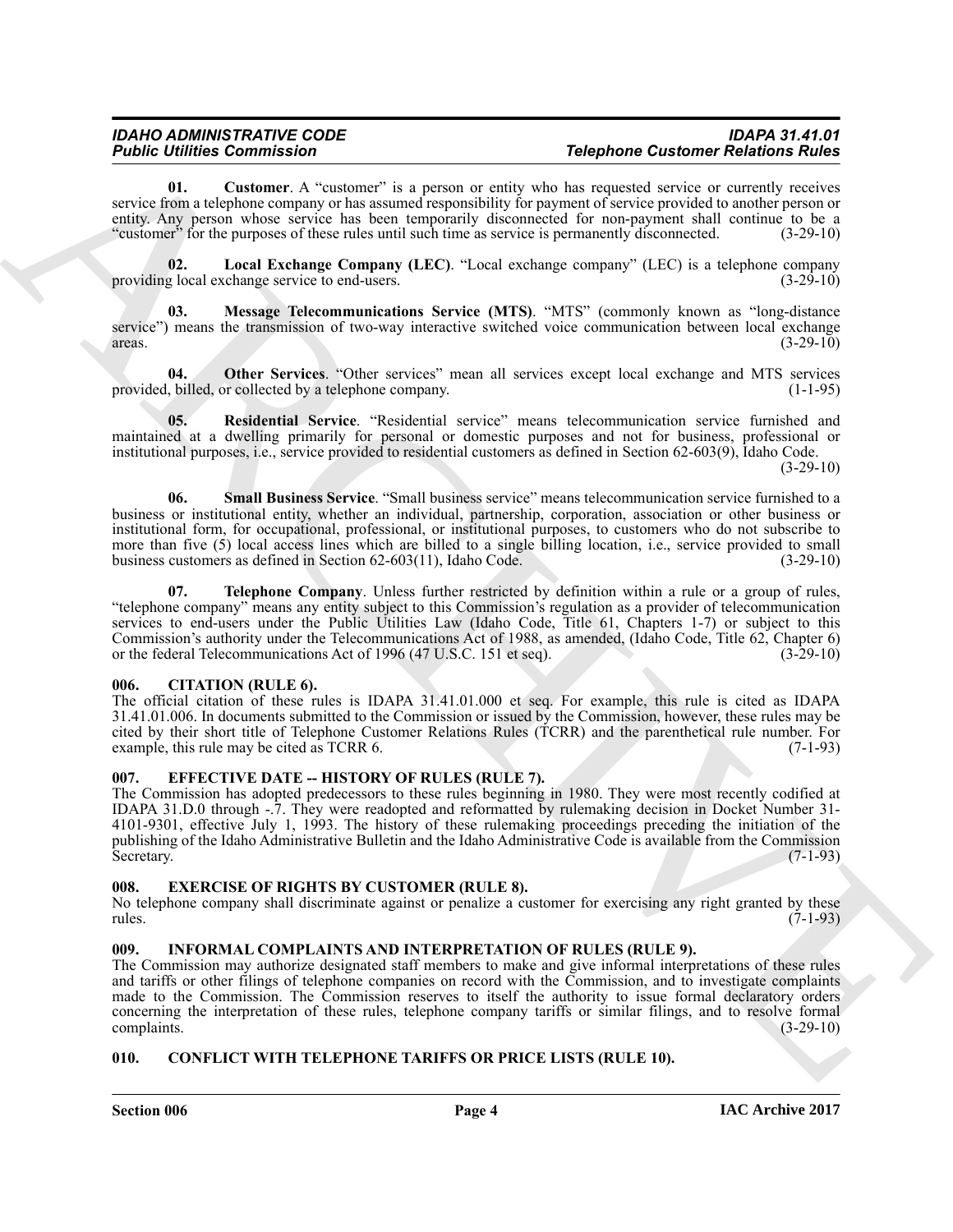**01. Customer**. A "customer" is a person or entity who has requested service or currently receives service from a telephone company or has assumed responsibility for payment of service provided to another person or entity. Any person whose service has been temporarily disconnected for non-payment shall continue to be a "customer" for the purposes of these rules until such time as service is permanently disconnected. (3-29-10)

**02. Local Exchange Company (LEC)**. "Local exchange company" (LEC) is a telephone company providing local exchange service to end-users. (3-29-10)

**03. Message Telecommunications Service (MTS)**. "MTS" (commonly known as "long-distance service") means the transmission of two-way interactive switched voice communication between local exchange areas. (3-29-10)

**04. Other Services**. "Other services" mean all services except local exchange and MTS services provided, billed, or collected by a telephone company. (1-1-95)

**05. Residential Service**. "Residential service" means telecommunication service furnished and maintained at a dwelling primarily for personal or domestic purposes and not for business, professional or institutional purposes, i.e., service provided to residential customers as defined in Section 62-603(9), Idaho Code. (3-29-10)

**06. Small Business Service**. "Small business service" means telecommunication service furnished to a business or institutional entity, whether an individual, partnership, corporation, association or other business or institutional form, for occupational, professional, or institutional purposes, to customers who do not subscribe to more than five (5) local access lines which are billed to a single billing location, i.e., service provided to small business customers as defined in Section 62-603(11), Idaho Code. (3-29-10)

**07. Telephone Company**. Unless further restricted by definition within a rule or a group of rules, "telephone company" means any entity subject to this Commission's regulation as a provider of telecommunication services to end-users under the Public Utilities Law (Idaho Code, Title 61, Chapters 1-7) or subject to this Commission's authority under the Telecommunications Act of 1988, as amended, (Idaho Code, Title 62, Chapter 6) or the federal Telecommunications Act of 1996 (47 U.S.C. 151 et seq). (3-29-10)

## 006. CITATION (RULE 6).

The official citation of these rules is IDAPA 31.41.01.000 et seq. For example, this rule is cited as IDAPA 31.41.01.006. In documents submitted to the Commission or issued by the Commission, however, these rules may be cited by their short title of Telephone Customer Relations Rules (TCRR) and the parenthetical rule number. For example, this rule may be cited as TCRR 6. (7-1-93)

## 007. EFFECTIVE DATE -- HISTORY OF RULES (RULE 7).

The Commission has adopted predecessors to these rules beginning in 1980. They were most recently codified at IDAPA 31.D.0 through -.7. They were readopted and reformatted by rulemaking decision in Docket Number 31-4101-9301, effective July 1, 1993. The history of these rulemaking proceedings preceding the initiation of the publishing of the Idaho Administrative Bulletin and the Idaho Administrative Code is available from the Commission Secretary. (7-1-93)

## 008. EXERCISE OF RIGHTS BY CUSTOMER (RULE 8).

No telephone company shall discriminate against or penalize a customer for exercising any right granted by these rules. (7-1-93)

## 009. INFORMAL COMPLAINTS AND INTERPRETATION OF RULES (RULE 9).

The Commission may authorize designated staff members to make and give informal interpretations of these rules and tariffs or other filings of telephone companies on record with the Commission, and to investigate complaints made to the Commission. The Commission reserves to itself the authority to issue formal declaratory orders concerning the interpretation of these rules, telephone company tariffs or similar filings, and to resolve formal complaints. (3-29-10)

## 010. CONFLICT WITH TELEPHONE TARIFFS OR PRICE LISTS (RULE 10).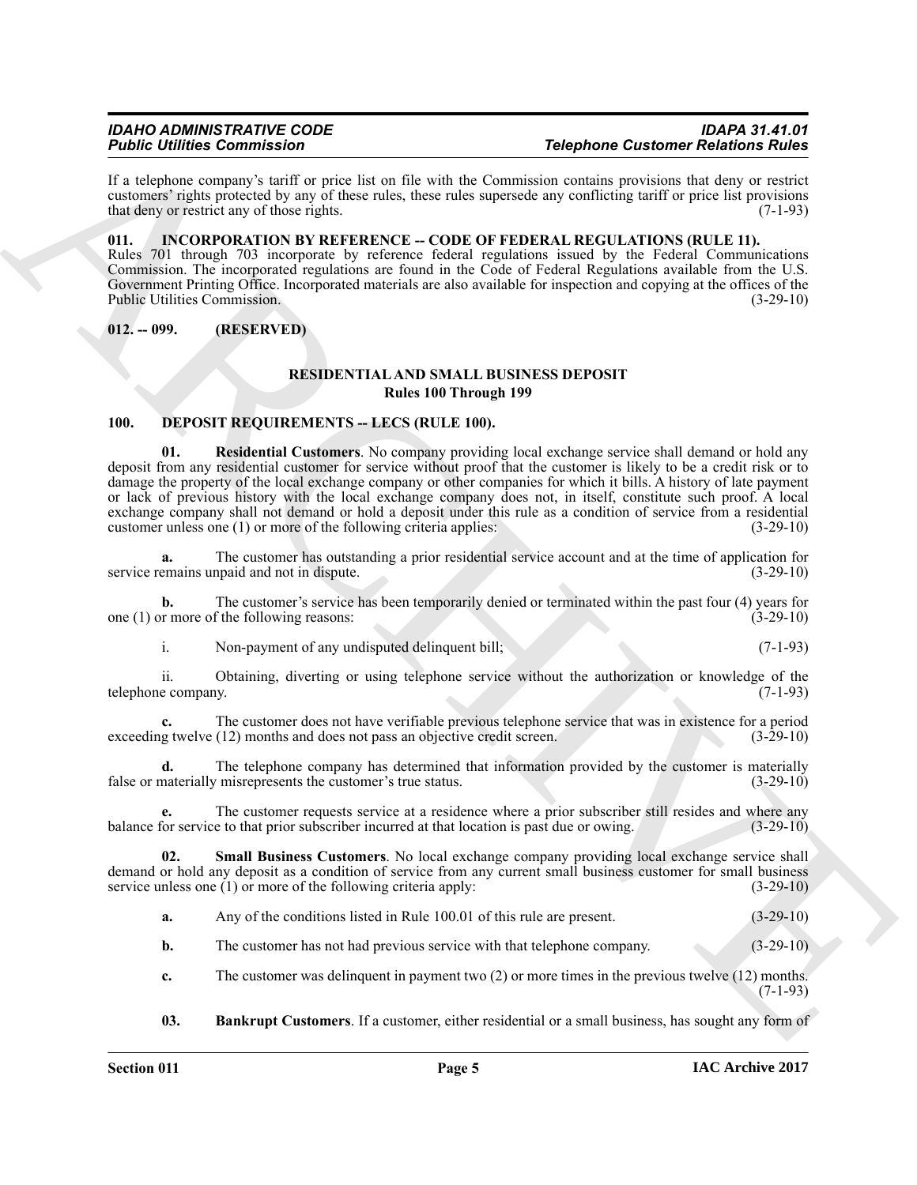If a telephone company's tariff or price list on file with the Commission contains provisions that deny or restrict customers' rights protected by any of these rules, these rules supersede any conflicting tariff or price list provisions that deny or restrict any of those rights. (7-1-93)

### 011. INCORPORATION BY REFERENCE -- CODE OF FEDERAL REGULATIONS (RULE 11).

Rules 701 through 703 incorporate by reference federal regulations issued by the Federal Communications Commission. The incorporated regulations are found in the Code of Federal Regulations available from the U.S. Government Printing Office. Incorporated materials are also available for inspection and copying at the offices of the Public Utilities Commission. (3-29-10)

### 012. -- 099. (RESERVED)

## RESIDENTIAL AND SMALL BUSINESS DEPOSIT
## Rules 100 Through 199

### 100. DEPOSIT REQUIREMENTS -- LECS (RULE 100).

**01. Residential Customers**. No company providing local exchange service shall demand or hold any deposit from any residential customer for service without proof that the customer is likely to be a credit risk or to damage the property of the local exchange company or other companies for which it bills. A history of late payment or lack of previous history with the local exchange company does not, in itself, constitute such proof. A local exchange company shall not demand or hold a deposit under this rule as a condition of service from a residential customer unless one (1) or more of the following criteria applies: (3-29-10)

**a.** The customer has outstanding a prior residential service account and at the time of application for service remains unpaid and not in dispute. (3-29-10)

**b.** The customer's service has been temporarily denied or terminated within the past four (4) years for one (1) or more of the following reasons: (3-29-10)

i. Non-payment of any undisputed delinquent bill; (7-1-93)

ii. Obtaining, diverting or using telephone service without the authorization or knowledge of the telephone company. (7-1-93)

**c.** The customer does not have verifiable previous telephone service that was in existence for a period exceeding twelve (12) months and does not pass an objective credit screen. (3-29-10)

**d.** The telephone company has determined that information provided by the customer is materially false or materially misrepresents the customer's true status. (3-29-10)

**e.** The customer requests service at a residence where a prior subscriber still resides and where any balance for service to that prior subscriber incurred at that location is past due or owing. (3-29-10)

**02. Small Business Customers**. No local exchange company providing local exchange service shall demand or hold any deposit as a condition of service from any current small business customer for small business service unless one (1) or more of the following criteria apply: (3-29-10)

**a.** Any of the conditions listed in Rule 100.01 of this rule are present. (3-29-10)

**b.** The customer has not had previous service with that telephone company. (3-29-10)

**c.** The customer was delinquent in payment two (2) or more times in the previous twelve (12) months. (7-1-93)

**03. Bankrupt Customers**. If a customer, either residential or a small business, has sought any form of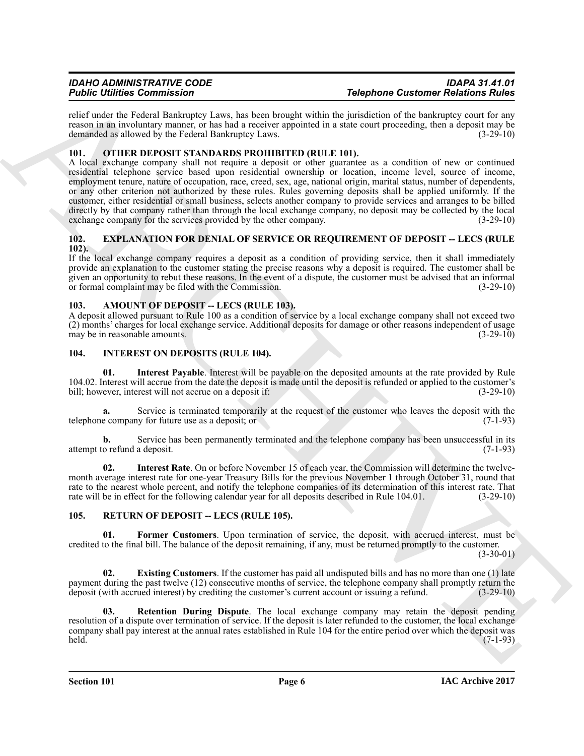relief under the Federal Bankruptcy Laws, has been brought within the jurisdiction of the bankruptcy court for any reason in an involuntary manner, or has had a receiver appointed in a state court proceeding, then a deposit may be demanded as allowed by the Federal Bankruptcy Laws. (3-29-10)

## 101. OTHER DEPOSIT STANDARDS PROHIBITED (RULE 101).

A local exchange company shall not require a deposit or other guarantee as a condition of new or continued residential telephone service based upon residential ownership or location, income level, source of income, employment tenure, nature of occupation, race, creed, sex, age, national origin, marital status, number of dependents, or any other criterion not authorized by these rules. Rules governing deposits shall be applied uniformly. If the customer, either residential or small business, selects another company to provide services and arranges to be billed directly by that company rather than through the local exchange company, no deposit may be collected by the local exchange company for the services provided by the other company. (3-29-10)

## 102. EXPLANATION FOR DENIAL OF SERVICE OR REQUIREMENT OF DEPOSIT -- LECS (RULE 102).

If the local exchange company requires a deposit as a condition of providing service, then it shall immediately provide an explanation to the customer stating the precise reasons why a deposit is required. The customer shall be given an opportunity to rebut these reasons. In the event of a dispute, the customer must be advised that an informal or formal complaint may be filed with the Commission. (3-29-10)

## 103. AMOUNT OF DEPOSIT -- LECS (RULE 103).

A deposit allowed pursuant to Rule 100 as a condition of service by a local exchange company shall not exceed two (2) months' charges for local exchange service. Additional deposits for damage or other reasons independent of usage may be in reasonable amounts. (3-29-10)

## 104. INTEREST ON DEPOSITS (RULE 104).

**01. Interest Payable**. Interest will be payable on the deposited amounts at the rate provided by Rule 104.02. Interest will accrue from the date the deposit is made until the deposit is refunded or applied to the customer's bill; however, interest will not accrue on a deposit if: (3-29-10)

**a.** Service is terminated temporarily at the request of the customer who leaves the deposit with the telephone company for future use as a deposit; or (7-1-93)

**b.** Service has been permanently terminated and the telephone company has been unsuccessful in its attempt to refund a deposit. (7-1-93)

**02. Interest Rate**. On or before November 15 of each year, the Commission will determine the twelve-month average interest rate for one-year Treasury Bills for the previous November 1 through October 31, round that rate to the nearest whole percent, and notify the telephone companies of its determination of this interest rate. That rate will be in effect for the following calendar year for all deposits described in Rule 104.01. (3-29-10)

## 105. RETURN OF DEPOSIT -- LECS (RULE 105).

**01. Former Customers**. Upon termination of service, the deposit, with accrued interest, must be credited to the final bill. The balance of the deposit remaining, if any, must be returned promptly to the customer. (3-30-01)

**02. Existing Customers**. If the customer has paid all undisputed bills and has no more than one (1) late payment during the past twelve (12) consecutive months of service, the telephone company shall promptly return the deposit (with accrued interest) by crediting the customer's current account or issuing a refund. (3-29-10)

**03. Retention During Dispute**. The local exchange company may retain the deposit pending resolution of a dispute over termination of service. If the deposit is later refunded to the customer, the local exchange company shall pay interest at the annual rates established in Rule 104 for the entire period over which the deposit was held. (7-1-93)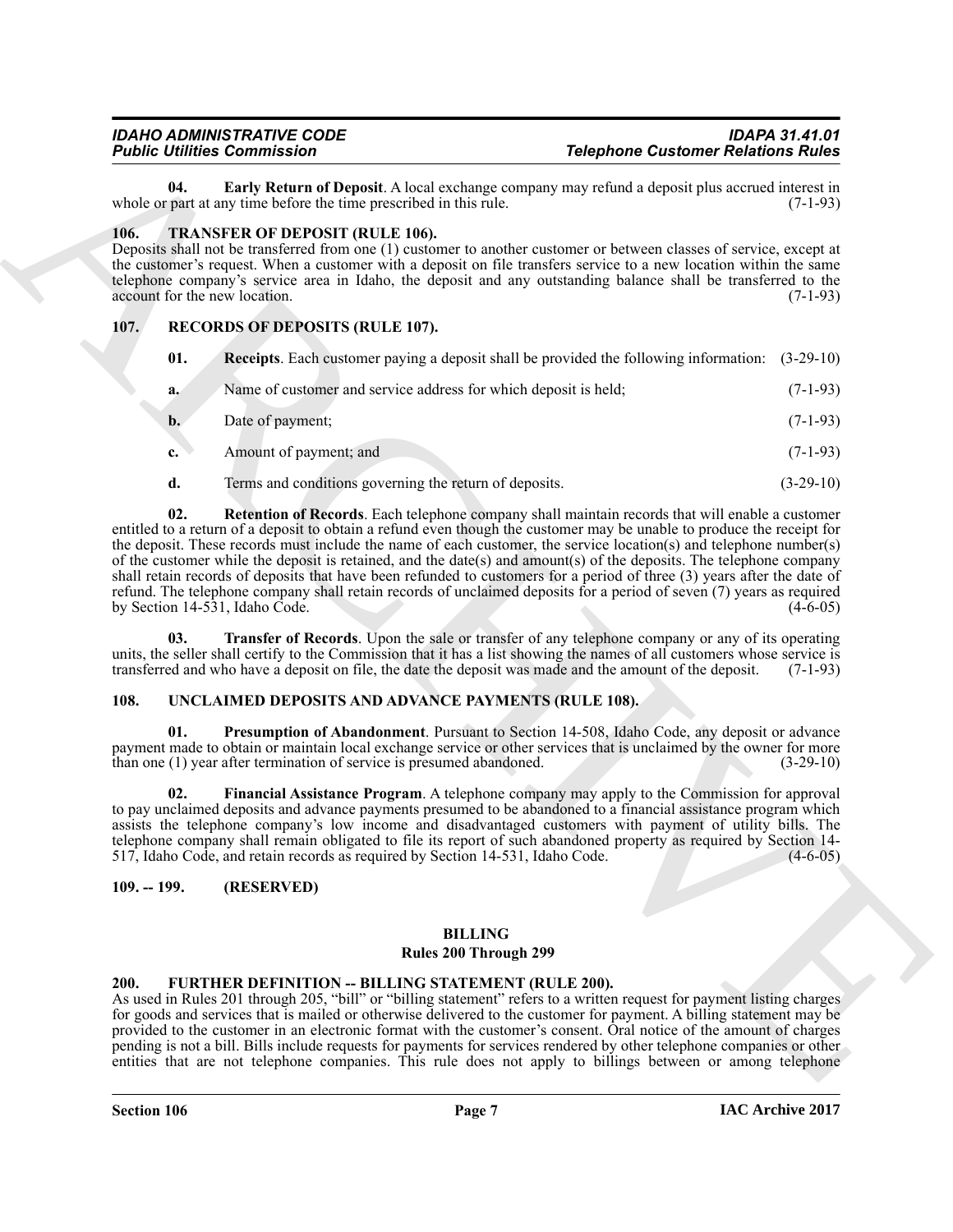**04. Early Return of Deposit**. A local exchange company may refund a deposit plus accrued interest in whole or part at any time before the time prescribed in this rule. (7-1-93)

## 106. TRANSFER OF DEPOSIT (RULE 106).

Deposits shall not be transferred from one (1) customer to another customer or between classes of service, except at the customer's request. When a customer with a deposit on file transfers service to a new location within the same telephone company's service area in Idaho, the deposit and any outstanding balance shall be transferred to the account for the new location. (7-1-93)

## 107. RECORDS OF DEPOSITS (RULE 107).

**01. Receipts**. Each customer paying a deposit shall be provided the following information: (3-29-10)

**a.** Name of customer and service address for which deposit is held; (7-1-93)

**b.** Date of payment; (7-1-93)

**c.** Amount of payment; and (7-1-93)

**d.** Terms and conditions governing the return of deposits. (3-29-10)

**02. Retention of Records**. Each telephone company shall maintain records that will enable a customer entitled to a return of a deposit to obtain a refund even though the customer may be unable to produce the receipt for the deposit. These records must include the name of each customer, the service location(s) and telephone number(s) of the customer while the deposit is retained, and the date(s) and amount(s) of the deposits. The telephone company shall retain records of deposits that have been refunded to customers for a period of three (3) years after the date of refund. The telephone company shall retain records of unclaimed deposits for a period of seven (7) years as required by Section 14-531, Idaho Code. (4-6-05)

**03. Transfer of Records**. Upon the sale or transfer of any telephone company or any of its operating units, the seller shall certify to the Commission that it has a list showing the names of all customers whose service is transferred and who have a deposit on file, the date the deposit was made and the amount of the deposit. (7-1-93)

## 108. UNCLAIMED DEPOSITS AND ADVANCE PAYMENTS (RULE 108).

**01. Presumption of Abandonment**. Pursuant to Section 14-508, Idaho Code, any deposit or advance payment made to obtain or maintain local exchange service or other services that is unclaimed by the owner for more than one (1) year after termination of service is presumed abandoned. (3-29-10)

**02. Financial Assistance Program**. A telephone company may apply to the Commission for approval to pay unclaimed deposits and advance payments presumed to be abandoned to a financial assistance program which assists the telephone company's low income and disadvantaged customers with payment of utility bills. The telephone company shall remain obligated to file its report of such abandoned property as required by Section 14-517, Idaho Code, and retain records as required by Section 14-531, Idaho Code. (4-6-05)

## 109. -- 199. (RESERVED)

# BILLING
## Rules 200 Through 299

## 200. FURTHER DEFINITION -- BILLING STATEMENT (RULE 200).

As used in Rules 201 through 205, "bill" or "billing statement" refers to a written request for payment listing charges for goods and services that is mailed or otherwise delivered to the customer for payment. A billing statement may be provided to the customer in an electronic format with the customer's consent. Oral notice of the amount of charges pending is not a bill. Bills include requests for payments for services rendered by other telephone companies or other entities that are not telephone companies. This rule does not apply to billings between or among telephone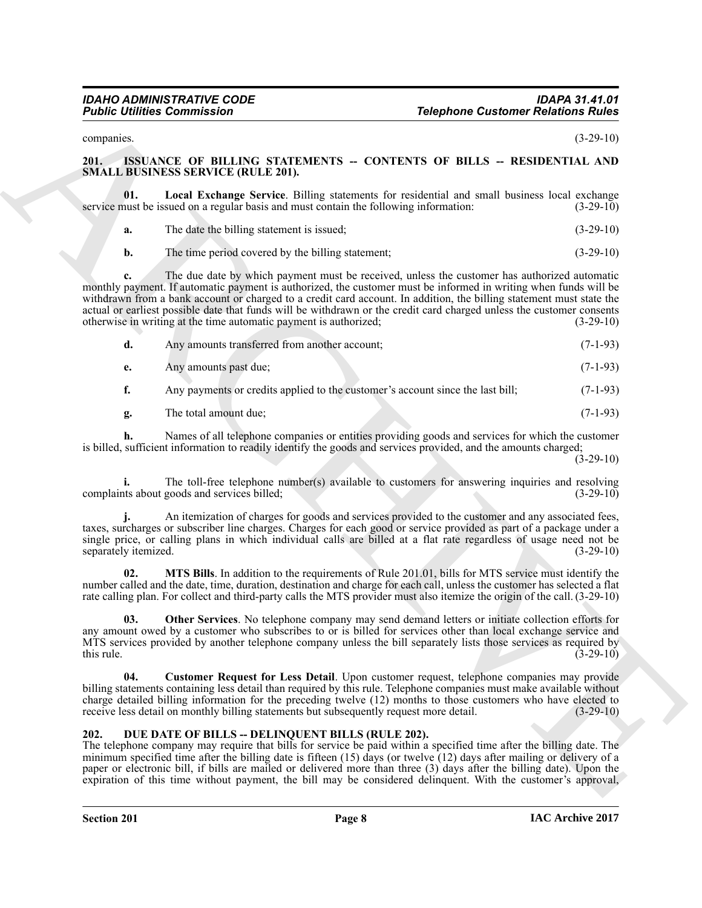companies. (3-29-10)

### 201. ISSUANCE OF BILLING STATEMENTS -- CONTENTS OF BILLS -- RESIDENTIAL AND SMALL BUSINESS SERVICE (RULE 201).

**01. Local Exchange Service**. Billing statements for residential and small business local exchange service must be issued on a regular basis and must contain the following information: (3-29-10)

**a.** The date the billing statement is issued; (3-29-10)

**b.** The time period covered by the billing statement; (3-29-10)

**c.** The due date by which payment must be received, unless the customer has authorized automatic monthly payment. If automatic payment is authorized, the customer must be informed in writing when funds will be withdrawn from a bank account or charged to a credit card account. In addition, the billing statement must state the actual or earliest possible date that funds will be withdrawn or the credit card charged unless the customer consents otherwise in writing at the time automatic payment is authorized; (3-29-10)

**d.** Any amounts transferred from another account; (7-1-93)

**e.** Any amounts past due; (7-1-93)

**f.** Any payments or credits applied to the customer's account since the last bill; (7-1-93)

**g.** The total amount due; (7-1-93)

**h.** Names of all telephone companies or entities providing goods and services for which the customer is billed, sufficient information to readily identify the goods and services provided, and the amounts charged; (3-29-10)

**i.** The toll-free telephone number(s) available to customers for answering inquiries and resolving complaints about goods and services billed; (3-29-10)

**j.** An itemization of charges for goods and services provided to the customer and any associated fees, taxes, surcharges or subscriber line charges. Charges for each good or service provided as part of a package under a single price, or calling plans in which individual calls are billed at a flat rate regardless of usage need not be separately itemized. (3-29-10)

**02. MTS Bills**. In addition to the requirements of Rule 201.01, bills for MTS service must identify the number called and the date, time, duration, destination and charge for each call, unless the customer has selected a flat rate calling plan. For collect and third-party calls the MTS provider must also itemize the origin of the call. (3-29-10)

**03. Other Services**. No telephone company may send demand letters or initiate collection efforts for any amount owed by a customer who subscribes to or is billed for services other than local exchange service and MTS services provided by another telephone company unless the bill separately lists those services as required by this rule. (3-29-10)

**04. Customer Request for Less Detail**. Upon customer request, telephone companies may provide billing statements containing less detail than required by this rule. Telephone companies must make available without charge detailed billing information for the preceding twelve (12) months to those customers who have elected to receive less detail on monthly billing statements but subsequently request more detail. (3-29-10)

### 202. DUE DATE OF BILLS -- DELINQUENT BILLS (RULE 202).

The telephone company may require that bills for service be paid within a specified time after the billing date. The minimum specified time after the billing date is fifteen (15) days (or twelve (12) days after mailing or delivery of a paper or electronic bill, if bills are mailed or delivered more than three (3) days after the billing date). Upon the expiration of this time without payment, the bill may be considered delinquent. With the customer's approval,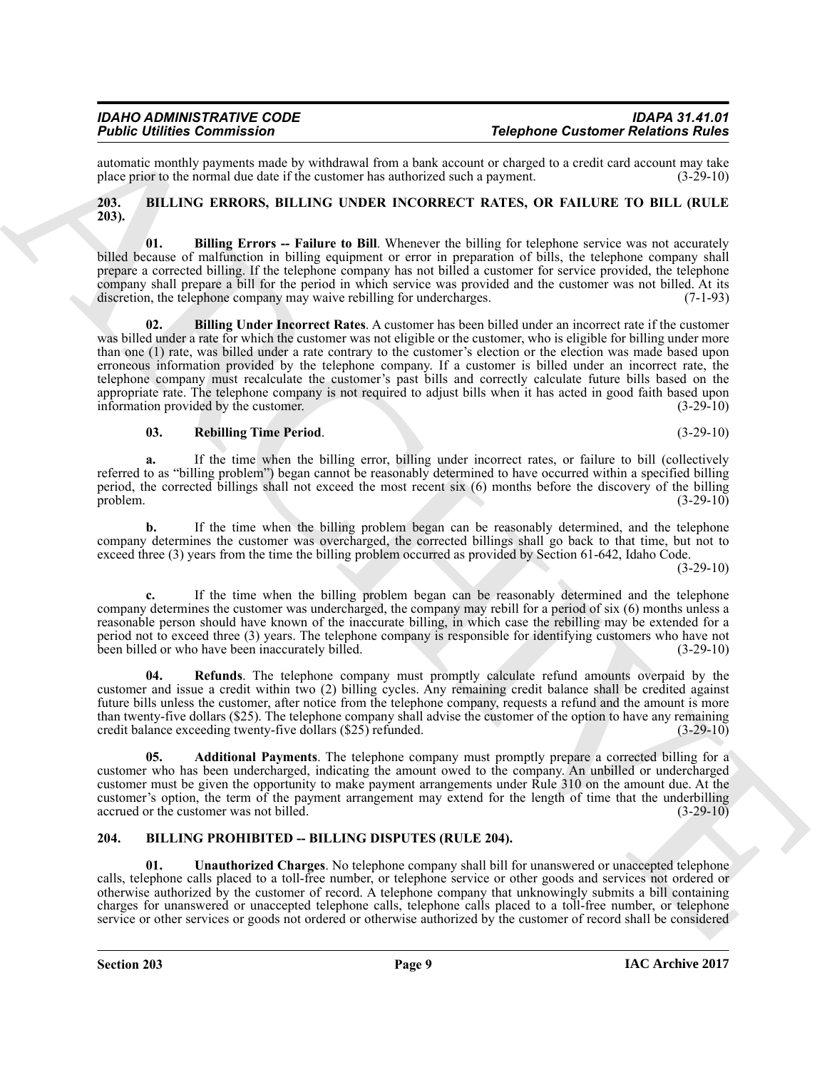automatic monthly payments made by withdrawal from a bank account or charged to a credit card account may take place prior to the normal due date if the customer has authorized such a payment. (3-29-10)

## 203. BILLING ERRORS, BILLING UNDER INCORRECT RATES, OR FAILURE TO BILL (RULE 203).

**01. Billing Errors -- Failure to Bill**. Whenever the billing for telephone service was not accurately billed because of malfunction in billing equipment or error in preparation of bills, the telephone company shall prepare a corrected billing. If the telephone company has not billed a customer for service provided, the telephone company shall prepare a bill for the period in which service was provided and the customer was not billed. At its discretion, the telephone company may waive rebilling for undercharges. (7-1-93)

**02. Billing Under Incorrect Rates**. A customer has been billed under an incorrect rate if the customer was billed under a rate for which the customer was not eligible or the customer, who is eligible for billing under more than one (1) rate, was billed under a rate contrary to the customer's election or the election was made based upon erroneous information provided by the telephone company. If a customer is billed under an incorrect rate, the telephone company must recalculate the customer's past bills and correctly calculate future bills based on the appropriate rate. The telephone company is not required to adjust bills when it has acted in good faith based upon information provided by the customer. (3-29-10)

**03. Rebilling Time Period**. (3-29-10)

**a.** If the time when the billing error, billing under incorrect rates, or failure to bill (collectively referred to as "billing problem") began cannot be reasonably determined to have occurred within a specified billing period, the corrected billings shall not exceed the most recent six (6) months before the discovery of the billing problem. (3-29-10)

**b.** If the time when the billing problem began can be reasonably determined, and the telephone company determines the customer was overcharged, the corrected billings shall go back to that time, but not to exceed three (3) years from the time the billing problem occurred as provided by Section 61-642, Idaho Code. (3-29-10)

**c.** If the time when the billing problem began can be reasonably determined and the telephone company determines the customer was undercharged, the company may rebill for a period of six (6) months unless a reasonable person should have known of the inaccurate billing, in which case the rebilling may be extended for a period not to exceed three (3) years. The telephone company is responsible for identifying customers who have not been billed or who have been inaccurately billed. (3-29-10)

**04. Refunds**. The telephone company must promptly calculate refund amounts overpaid by the customer and issue a credit within two (2) billing cycles. Any remaining credit balance shall be credited against future bills unless the customer, after notice from the telephone company, requests a refund and the amount is more than twenty-five dollars ($25). The telephone company shall advise the customer of the option to have any remaining credit balance exceeding twenty-five dollars ($25) refunded. (3-29-10)

**05. Additional Payments**. The telephone company must promptly prepare a corrected billing for a customer who has been undercharged, indicating the amount owed to the company. An unbilled or undercharged customer must be given the opportunity to make payment arrangements under Rule 310 on the amount due. At the customer's option, the term of the payment arrangement may extend for the length of time that the underbilling accrued or the customer was not billed. (3-29-10)

## 204. BILLING PROHIBITED -- BILLING DISPUTES (RULE 204).

**01. Unauthorized Charges**. No telephone company shall bill for unanswered or unaccepted telephone calls, telephone calls placed to a toll-free number, or telephone service or other goods and services not ordered or otherwise authorized by the customer of record. A telephone company that unknowingly submits a bill containing charges for unanswered or unaccepted telephone calls, telephone calls placed to a toll-free number, or telephone service or other services or goods not ordered or otherwise authorized by the customer of record shall be considered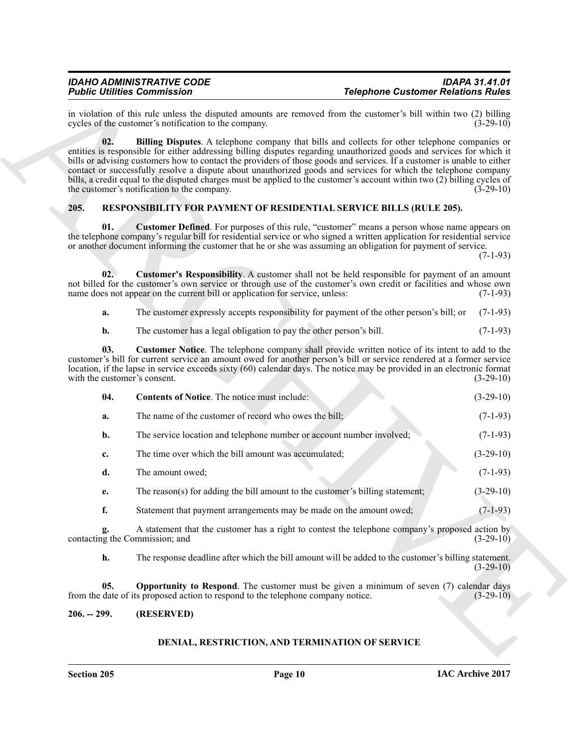in violation of this rule unless the disputed amounts are removed from the customer's bill within two (2) billing cycles of the customer's notification to the company. (3-29-10)

**02. Billing Disputes**. A telephone company that bills and collects for other telephone companies or entities is responsible for either addressing billing disputes regarding unauthorized goods and services for which it bills or advising customers how to contact the providers of those goods and services. If a customer is unable to either contact or successfully resolve a dispute about unauthorized goods and services for which the telephone company bills, a credit equal to the disputed charges must be applied to the customer's account within two (2) billing cycles of the customer's notification to the company. (3-29-10)

## 205. RESPONSIBILITY FOR PAYMENT OF RESIDENTIAL SERVICE BILLS (RULE 205).

**01. Customer Defined**. For purposes of this rule, "customer" means a person whose name appears on the telephone company's regular bill for residential service or who signed a written application for residential service or another document informing the customer that he or she was assuming an obligation for payment of service. (7-1-93)

**02. Customer's Responsibility**. A customer shall not be held responsible for payment of an amount not billed for the customer's own service or through use of the customer's own credit or facilities and whose own name does not appear on the current bill or application for service, unless: (7-1-93)

**a.** The customer expressly accepts responsibility for payment of the other person's bill; or (7-1-93)

**b.** The customer has a legal obligation to pay the other person's bill. (7-1-93)

**03. Customer Notice**. The telephone company shall provide written notice of its intent to add to the customer's bill for current service an amount owed for another person's bill or service rendered at a former service location, if the lapse in service exceeds sixty (60) calendar days. The notice may be provided in an electronic format with the customer's consent. (3-29-10)

**04. Contents of Notice**. The notice must include: (3-29-10)

**a.** The name of the customer of record who owes the bill; (7-1-93)

**b.** The service location and telephone number or account number involved; (7-1-93)

**c.** The time over which the bill amount was accumulated; (3-29-10)

**d.** The amount owed; (7-1-93)

**e.** The reason(s) for adding the bill amount to the customer's billing statement; (3-29-10)

**f.** Statement that payment arrangements may be made on the amount owed; (7-1-93)

**g.** A statement that the customer has a right to contest the telephone company's proposed action by contacting the Commission; and (3-29-10)

**h.** The response deadline after which the bill amount will be added to the customer's billing statement. (3-29-10)

**05. Opportunity to Respond**. The customer must be given a minimum of seven (7) calendar days from the date of its proposed action to respond to the telephone company notice. (3-29-10)

## 206. -- 299. (RESERVED)

## DENIAL, RESTRICTION, AND TERMINATION OF SERVICE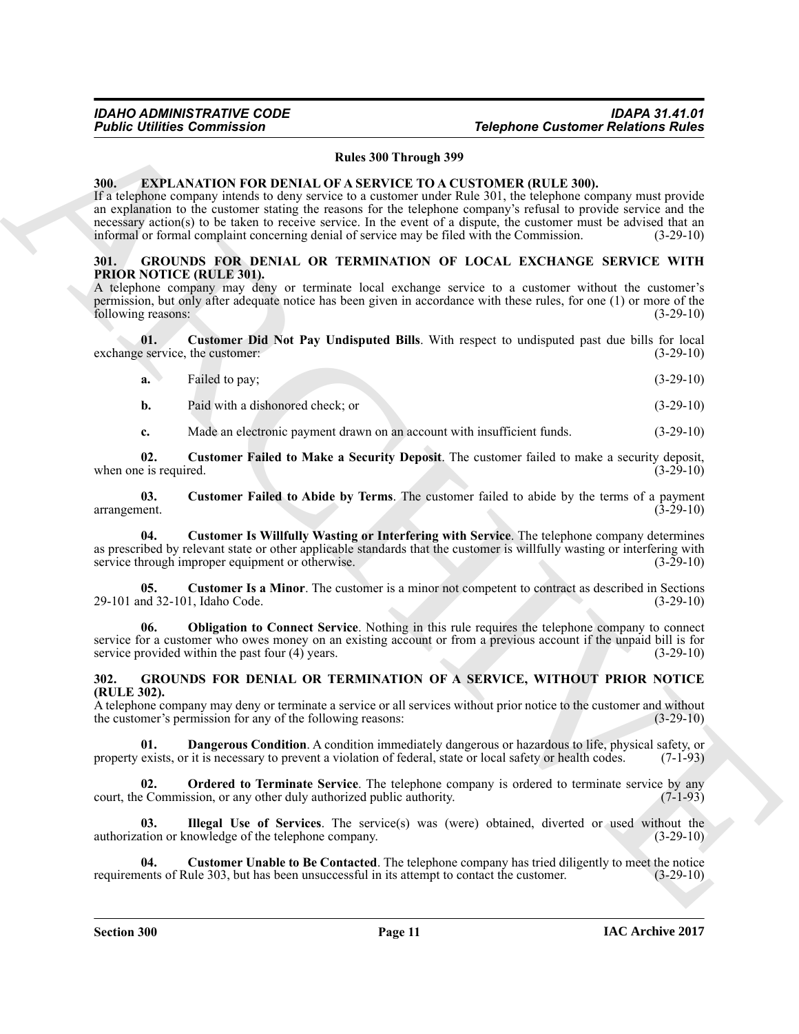## Rules 300 Through 399

### 300. EXPLANATION FOR DENIAL OF A SERVICE TO A CUSTOMER (RULE 300).

If a telephone company intends to deny service to a customer under Rule 301, the telephone company must provide an explanation to the customer stating the reasons for the telephone company's refusal to provide service and the necessary action(s) to be taken to receive service. In the event of a dispute, the customer must be advised that an informal or formal complaint concerning denial of service may be filed with the Commission. (3-29-10)

### 301. GROUNDS FOR DENIAL OR TERMINATION OF LOCAL EXCHANGE SERVICE WITH PRIOR NOTICE (RULE 301).

A telephone company may deny or terminate local exchange service to a customer without the customer's permission, but only after adequate notice has been given in accordance with these rules, for one (1) or more of the following reasons: (3-29-10)

**01. Customer Did Not Pay Undisputed Bills**. With respect to undisputed past due bills for local exchange service, the customer: (3-29-10)

**a.** Failed to pay; (3-29-10)

**b.** Paid with a dishonored check; or (3-29-10)

**c.** Made an electronic payment drawn on an account with insufficient funds. (3-29-10)

**02. Customer Failed to Make a Security Deposit**. The customer failed to make a security deposit, when one is required. (3-29-10)

**03. Customer Failed to Abide by Terms**. The customer failed to abide by the terms of a payment arrangement. (3-29-10)

**04. Customer Is Willfully Wasting or Interfering with Service**. The telephone company determines as prescribed by relevant state or other applicable standards that the customer is willfully wasting or interfering with service through improper equipment or otherwise. (3-29-10)

**05. Customer Is a Minor**. The customer is a minor not competent to contract as described in Sections 29-101 and 32-101, Idaho Code. (3-29-10)

**06. Obligation to Connect Service**. Nothing in this rule requires the telephone company to connect service for a customer who owes money on an existing account or from a previous account if the unpaid bill is for service provided within the past four (4) years. (3-29-10)

### 302. GROUNDS FOR DENIAL OR TERMINATION OF A SERVICE, WITHOUT PRIOR NOTICE (RULE 302).

A telephone company may deny or terminate a service or all services without prior notice to the customer and without the customer's permission for any of the following reasons: (3-29-10)

**01. Dangerous Condition**. A condition immediately dangerous or hazardous to life, physical safety, or property exists, or it is necessary to prevent a violation of federal, state or local safety or health codes. (7-1-93)

**02. Ordered to Terminate Service**. The telephone company is ordered to terminate service by any court, the Commission, or any other duly authorized public authority. (7-1-93)

**03. Illegal Use of Services**. The service(s) was (were) obtained, diverted or used without the authorization or knowledge of the telephone company. (3-29-10)

**04. Customer Unable to Be Contacted**. The telephone company has tried diligently to meet the notice requirements of Rule 303, but has been unsuccessful in its attempt to contact the customer. (3-29-10)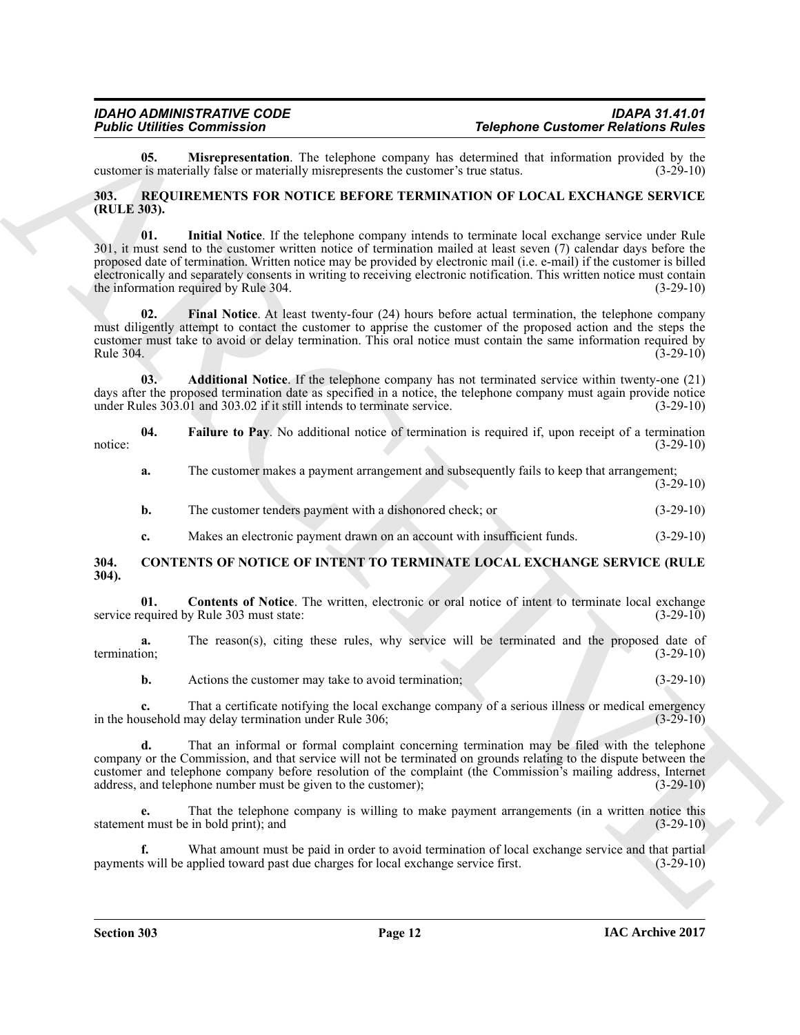**05. Misrepresentation**. The telephone company has determined that information provided by the customer is materially false or materially misrepresents the customer's true status. (3-29-10)

## 303. REQUIREMENTS FOR NOTICE BEFORE TERMINATION OF LOCAL EXCHANGE SERVICE (RULE 303).

**01. Initial Notice**. If the telephone company intends to terminate local exchange service under Rule 301, it must send to the customer written notice of termination mailed at least seven (7) calendar days before the proposed date of termination. Written notice may be provided by electronic mail (i.e. e-mail) if the customer is billed electronically and separately consents in writing to receiving electronic notification. This written notice must contain the information required by Rule 304. (3-29-10)

**02. Final Notice**. At least twenty-four (24) hours before actual termination, the telephone company must diligently attempt to contact the customer to apprise the customer of the proposed action and the steps the customer must take to avoid or delay termination. This oral notice must contain the same information required by Rule 304. (3-29-10)

**03. Additional Notice**. If the telephone company has not terminated service within twenty-one (21) days after the proposed termination date as specified in a notice, the telephone company must again provide notice under Rules 303.01 and 303.02 if it still intends to terminate service. (3-29-10)

**04. Failure to Pay**. No additional notice of termination is required if, upon receipt of a termination notice: (3-29-10)

**a.** The customer makes a payment arrangement and subsequently fails to keep that arrangement; (3-29-10)

**b.** The customer tenders payment with a dishonored check; or (3-29-10)

**c.** Makes an electronic payment drawn on an account with insufficient funds. (3-29-10)

## 304. CONTENTS OF NOTICE OF INTENT TO TERMINATE LOCAL EXCHANGE SERVICE (RULE 304).

**01. Contents of Notice**. The written, electronic or oral notice of intent to terminate local exchange service required by Rule 303 must state: (3-29-10)

**a.** The reason(s), citing these rules, why service will be terminated and the proposed date of termination; (3-29-10)

**b.** Actions the customer may take to avoid termination; (3-29-10)

**c.** That a certificate notifying the local exchange company of a serious illness or medical emergency in the household may delay termination under Rule 306; (3-29-10)

**d.** That an informal or formal complaint concerning termination may be filed with the telephone company or the Commission, and that service will not be terminated on grounds relating to the dispute between the customer and telephone company before resolution of the complaint (the Commission's mailing address, Internet address, and telephone number must be given to the customer); (3-29-10)

**e.** That the telephone company is willing to make payment arrangements (in a written notice this statement must be in bold print); and (3-29-10)

**f.** What amount must be paid in order to avoid termination of local exchange service and that partial payments will be applied toward past due charges for local exchange service first. (3-29-10)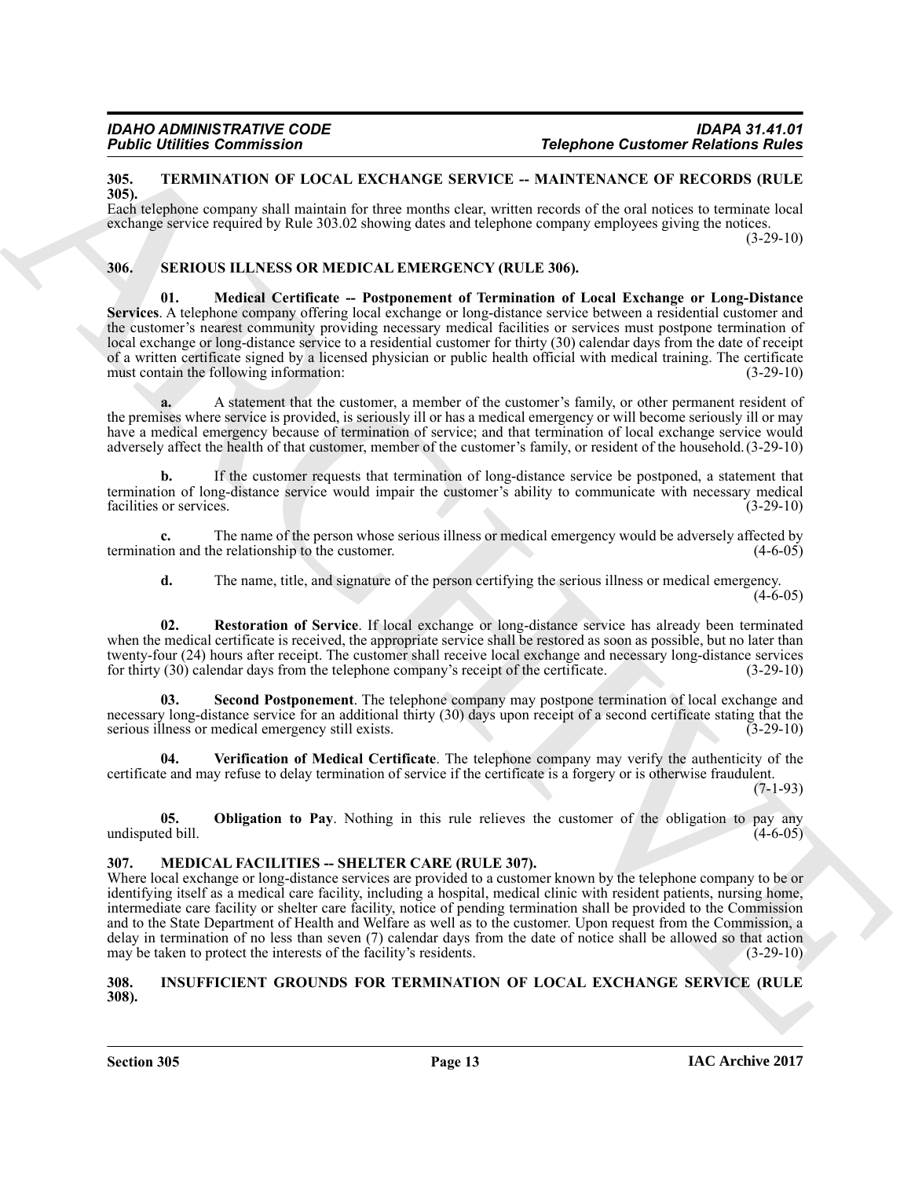## 305. TERMINATION OF LOCAL EXCHANGE SERVICE -- MAINTENANCE OF RECORDS (RULE 305).

Each telephone company shall maintain for three months clear, written records of the oral notices to terminate local exchange service required by Rule 303.02 showing dates and telephone company employees giving the notices. (3-29-10)

## 306. SERIOUS ILLNESS OR MEDICAL EMERGENCY (RULE 306).

**01. Medical Certificate -- Postponement of Termination of Local Exchange or Long-Distance Services**. A telephone company offering local exchange or long-distance service between a residential customer and the customer's nearest community providing necessary medical facilities or services must postpone termination of local exchange or long-distance service to a residential customer for thirty (30) calendar days from the date of receipt of a written certificate signed by a licensed physician or public health official with medical training. The certificate must contain the following information: (3-29-10)

**a.** A statement that the customer, a member of the customer's family, or other permanent resident of the premises where service is provided, is seriously ill or has a medical emergency or will become seriously ill or may have a medical emergency because of termination of service; and that termination of local exchange service would adversely affect the health of that customer, member of the customer's family, or resident of the household. (3-29-10)

**b.** If the customer requests that termination of long-distance service be postponed, a statement that termination of long-distance service would impair the customer's ability to communicate with necessary medical facilities or services. (3-29-10)

**c.** The name of the person whose serious illness or medical emergency would be adversely affected by termination and the relationship to the customer. (4-6-05)

**d.** The name, title, and signature of the person certifying the serious illness or medical emergency. (4-6-05)

**02. Restoration of Service**. If local exchange or long-distance service has already been terminated when the medical certificate is received, the appropriate service shall be restored as soon as possible, but no later than twenty-four (24) hours after receipt. The customer shall receive local exchange and necessary long-distance services for thirty (30) calendar days from the telephone company's receipt of the certificate. (3-29-10)

**03. Second Postponement**. The telephone company may postpone termination of local exchange and necessary long-distance service for an additional thirty (30) days upon receipt of a second certificate stating that the serious illness or medical emergency still exists. (3-29-10)

**04. Verification of Medical Certificate**. The telephone company may verify the authenticity of the certificate and may refuse to delay termination of service if the certificate is a forgery or is otherwise fraudulent. (7-1-93)

**05. Obligation to Pay**. Nothing in this rule relieves the customer of the obligation to pay any undisputed bill. (4-6-05)

## 307. MEDICAL FACILITIES -- SHELTER CARE (RULE 307).

Where local exchange or long-distance services are provided to a customer known by the telephone company to be or identifying itself as a medical care facility, including a hospital, medical clinic with resident patients, nursing home, intermediate care facility or shelter care facility, notice of pending termination shall be provided to the Commission and to the State Department of Health and Welfare as well as to the customer. Upon request from the Commission, a delay in termination of no less than seven (7) calendar days from the date of notice shall be allowed so that action may be taken to protect the interests of the facility's residents. (3-29-10)

## 308. INSUFFICIENT GROUNDS FOR TERMINATION OF LOCAL EXCHANGE SERVICE (RULE 308).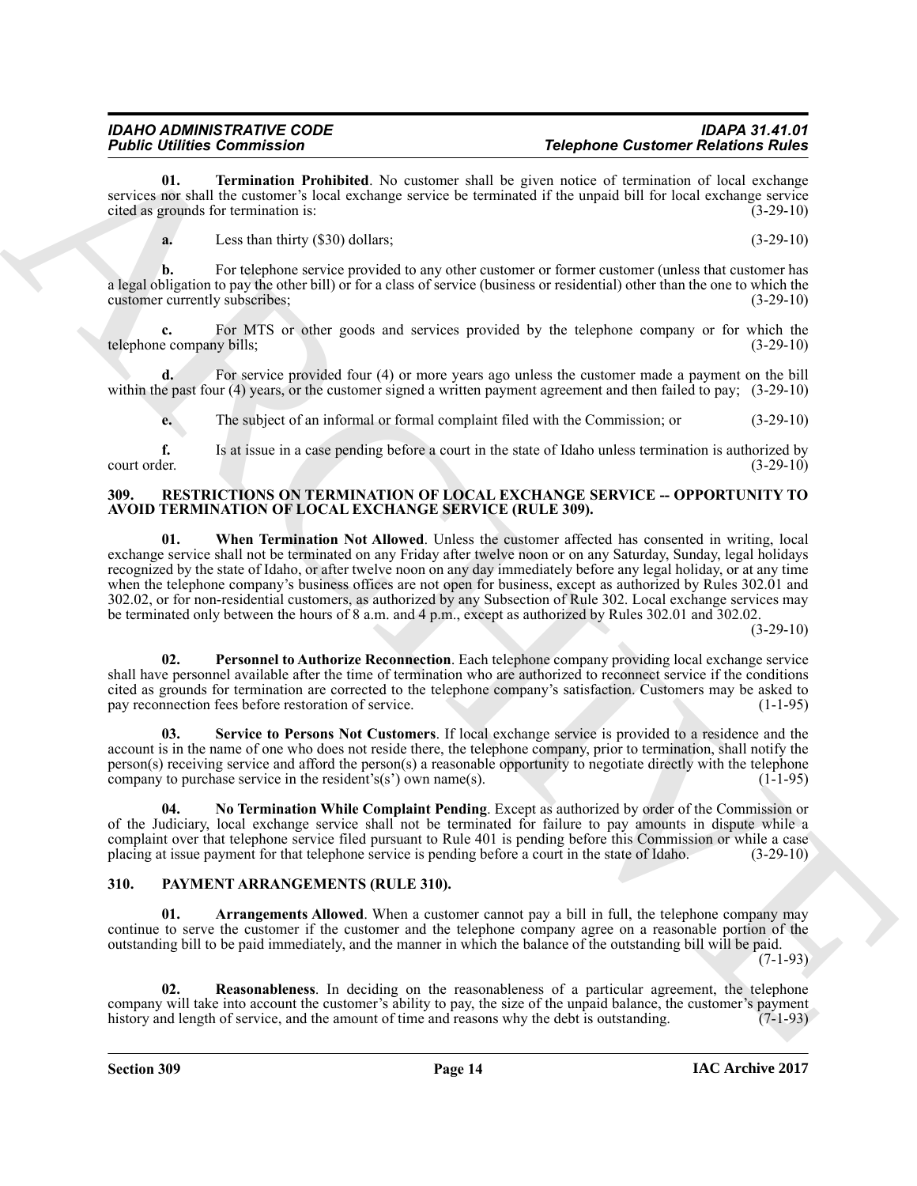**01. Termination Prohibited**. No customer shall be given notice of termination of local exchange services nor shall the customer's local exchange service be terminated if the unpaid bill for local exchange service cited as grounds for termination is: (3-29-10)

**a.** Less than thirty ($30) dollars; (3-29-10)

**b.** For telephone service provided to any other customer or former customer (unless that customer has a legal obligation to pay the other bill) or for a class of service (business or residential) other than the one to which the customer currently subscribes; (3-29-10)

**c.** For MTS or other goods and services provided by the telephone company or for which the telephone company bills; (3-29-10)

**d.** For service provided four (4) or more years ago unless the customer made a payment on the bill within the past four (4) years, or the customer signed a written payment agreement and then failed to pay; (3-29-10)

**e.** The subject of an informal or formal complaint filed with the Commission; or (3-29-10)

**f.** Is at issue in a case pending before a court in the state of Idaho unless termination is authorized by court order. (3-29-10)

## 309. RESTRICTIONS ON TERMINATION OF LOCAL EXCHANGE SERVICE -- OPPORTUNITY TO AVOID TERMINATION OF LOCAL EXCHANGE SERVICE (RULE 309).

**01. When Termination Not Allowed**. Unless the customer affected has consented in writing, local exchange service shall not be terminated on any Friday after twelve noon or on any Saturday, Sunday, legal holidays recognized by the state of Idaho, or after twelve noon on any day immediately before any legal holiday, or at any time when the telephone company's business offices are not open for business, except as authorized by Rules 302.01 and 302.02, or for non-residential customers, as authorized by any Subsection of Rule 302. Local exchange services may be terminated only between the hours of 8 a.m. and 4 p.m., except as authorized by Rules 302.01 and 302.02. (3-29-10)

**02. Personnel to Authorize Reconnection**. Each telephone company providing local exchange service shall have personnel available after the time of termination who are authorized to reconnect service if the conditions cited as grounds for termination are corrected to the telephone company's satisfaction. Customers may be asked to pay reconnection fees before restoration of service. (1-1-95)

**03. Service to Persons Not Customers**. If local exchange service is provided to a residence and the account is in the name of one who does not reside there, the telephone company, prior to termination, shall notify the person(s) receiving service and afford the person(s) a reasonable opportunity to negotiate directly with the telephone company to purchase service in the resident's(s') own name(s). (1-1-95)

**04. No Termination While Complaint Pending**. Except as authorized by order of the Commission or of the Judiciary, local exchange service shall not be terminated for failure to pay amounts in dispute while a complaint over that telephone service filed pursuant to Rule 401 is pending before this Commission or while a case placing at issue payment for that telephone service is pending before a court in the state of Idaho. (3-29-10)

## 310. PAYMENT ARRANGEMENTS (RULE 310).

**01. Arrangements Allowed**. When a customer cannot pay a bill in full, the telephone company may continue to serve the customer if the customer and the telephone company agree on a reasonable portion of the outstanding bill to be paid immediately, and the manner in which the balance of the outstanding bill will be paid. (7-1-93)

**02. Reasonableness**. In deciding on the reasonableness of a particular agreement, the telephone company will take into account the customer's ability to pay, the size of the unpaid balance, the customer's payment history and length of service, and the amount of time and reasons why the debt is outstanding. (7-1-93)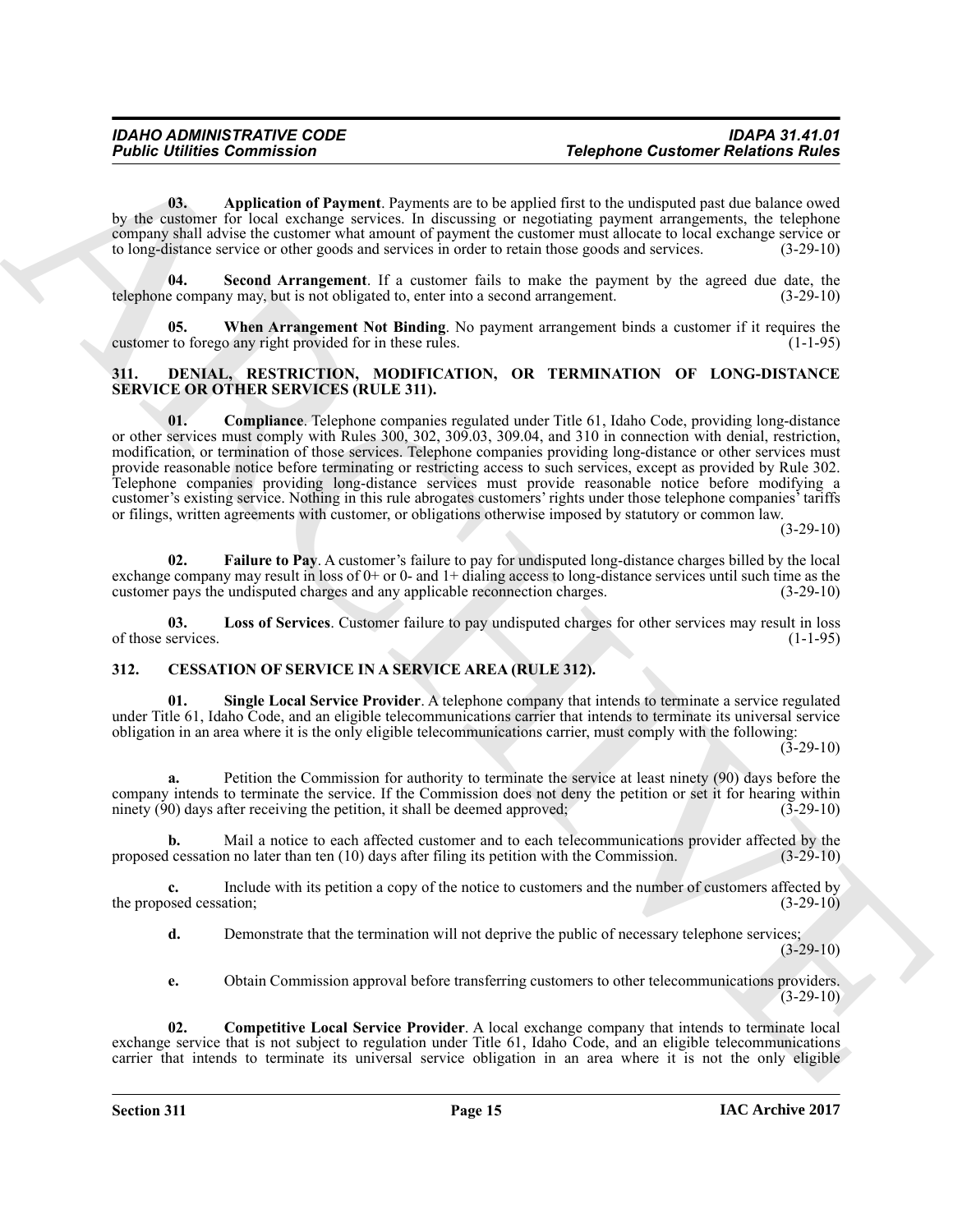**03. Application of Payment**. Payments are to be applied first to the undisputed past due balance owed by the customer for local exchange services. In discussing or negotiating payment arrangements, the telephone company shall advise the customer what amount of payment the customer must allocate to local exchange service or to long-distance service or other goods and services in order to retain those goods and services. (3-29-10)

**04. Second Arrangement**. If a customer fails to make the payment by the agreed due date, the telephone company may, but is not obligated to, enter into a second arrangement. (3-29-10)

**05. When Arrangement Not Binding**. No payment arrangement binds a customer if it requires the customer to forego any right provided for in these rules. (1-1-95)

## 311. DENIAL, RESTRICTION, MODIFICATION, OR TERMINATION OF LONG-DISTANCE SERVICE OR OTHER SERVICES (RULE 311).

**01. Compliance**. Telephone companies regulated under Title 61, Idaho Code, providing long-distance or other services must comply with Rules 300, 302, 309.03, 309.04, and 310 in connection with denial, restriction, modification, or termination of those services. Telephone companies providing long-distance or other services must provide reasonable notice before terminating or restricting access to such services, except as provided by Rule 302. Telephone companies providing long-distance services must provide reasonable notice before modifying a customer's existing service. Nothing in this rule abrogates customers' rights under those telephone companies' tariffs or filings, written agreements with customer, or obligations otherwise imposed by statutory or common law. (3-29-10)

**02. Failure to Pay**. A customer's failure to pay for undisputed long-distance charges billed by the local exchange company may result in loss of 0+ or 0- and 1+ dialing access to long-distance services until such time as the customer pays the undisputed charges and any applicable reconnection charges. (3-29-10)

**03. Loss of Services**. Customer failure to pay undisputed charges for other services may result in loss of those services. (1-1-95)

## 312. CESSATION OF SERVICE IN A SERVICE AREA (RULE 312).

**01. Single Local Service Provider**. A telephone company that intends to terminate a service regulated under Title 61, Idaho Code, and an eligible telecommunications carrier that intends to terminate its universal service obligation in an area where it is the only eligible telecommunications carrier, must comply with the following: (3-29-10)

**a.** Petition the Commission for authority to terminate the service at least ninety (90) days before the company intends to terminate the service. If the Commission does not deny the petition or set it for hearing within ninety (90) days after receiving the petition, it shall be deemed approved; (3-29-10)

**b.** Mail a notice to each affected customer and to each telecommunications provider affected by the proposed cessation no later than ten (10) days after filing its petition with the Commission. (3-29-10)

**c.** Include with its petition a copy of the notice to customers and the number of customers affected by the proposed cessation; (3-29-10)

**d.** Demonstrate that the termination will not deprive the public of necessary telephone services; (3-29-10)

**e.** Obtain Commission approval before transferring customers to other telecommunications providers. (3-29-10)

**02. Competitive Local Service Provider**. A local exchange company that intends to terminate local exchange service that is not subject to regulation under Title 61, Idaho Code, and an eligible telecommunications carrier that intends to terminate its universal service obligation in an area where it is not the only eligible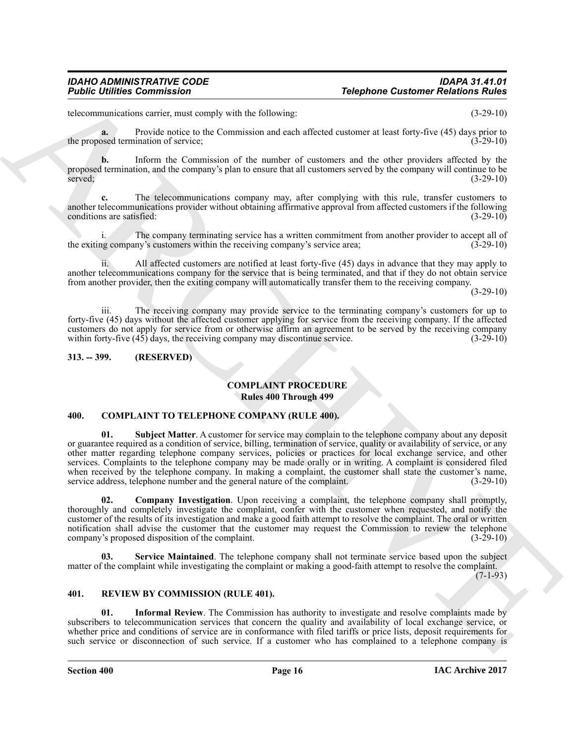telecommunications carrier, must comply with the following: (3-29-10)

**a.** Provide notice to the Commission and each affected customer at least forty-five (45) days prior to the proposed termination of service; (3-29-10)

**b.** Inform the Commission of the number of customers and the other providers affected by the proposed termination, and the company's plan to ensure that all customers served by the company will continue to be served; (3-29-10)

**c.** The telecommunications company may, after complying with this rule, transfer customers to another telecommunications provider without obtaining affirmative approval from affected customers if the following conditions are satisfied: (3-29-10)

i. The company terminating service has a written commitment from another provider to accept all of the exiting company's customers within the receiving company's service area; (3-29-10)

ii. All affected customers are notified at least forty-five (45) days in advance that they may apply to another telecommunications company for the service that is being terminated, and that if they do not obtain service from another provider, then the exiting company will automatically transfer them to the receiving company. (3-29-10)

iii. The receiving company may provide service to the terminating company's customers for up to forty-five (45) days without the affected customer applying for service from the receiving company. If the affected customers do not apply for service from or otherwise affirm an agreement to be served by the receiving company within forty-five (45) days, the receiving company may discontinue service. (3-29-10)

### 313. -- 399. (RESERVED)

## COMPLAINT PROCEDURE
### Rules 400 Through 499

### 400. COMPLAINT TO TELEPHONE COMPANY (RULE 400).

**01. Subject Matter**. A customer for service may complain to the telephone company about any deposit or guarantee required as a condition of service, billing, termination of service, quality or availability of service, or any other matter regarding telephone company services, policies or practices for local exchange service, and other services. Complaints to the telephone company may be made orally or in writing. A complaint is considered filed when received by the telephone company. In making a complaint, the customer shall state the customer's name, service address, telephone number and the general nature of the complaint. (3-29-10)

**02. Company Investigation**. Upon receiving a complaint, the telephone company shall promptly, thoroughly and completely investigate the complaint, confer with the customer when requested, and notify the customer of the results of its investigation and make a good faith attempt to resolve the complaint. The oral or written notification shall advise the customer that the customer may request the Commission to review the telephone company's proposed disposition of the complaint. (3-29-10)

**03. Service Maintained**. The telephone company shall not terminate service based upon the subject matter of the complaint while investigating the complaint or making a good-faith attempt to resolve the complaint. (7-1-93)

### 401. REVIEW BY COMMISSION (RULE 401).

**01. Informal Review**. The Commission has authority to investigate and resolve complaints made by subscribers to telecommunication services that concern the quality and availability of local exchange service, or whether price and conditions of service are in conformance with filed tariffs or price lists, deposit requirements for such service or disconnection of such service. If a customer who has complained to a telephone company is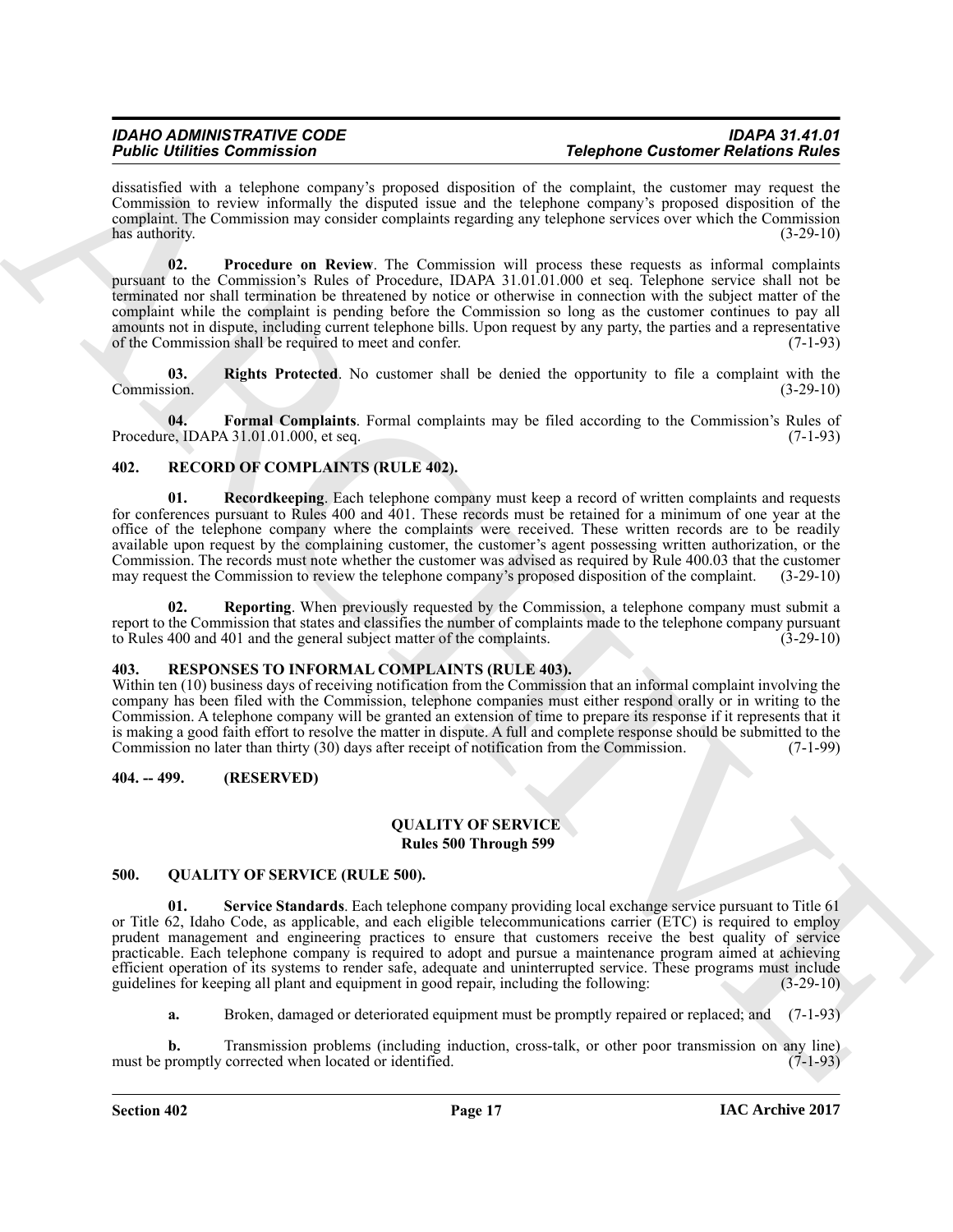dissatisfied with a telephone company's proposed disposition of the complaint, the customer may request the Commission to review informally the disputed issue and the telephone company's proposed disposition of the complaint. The Commission may consider complaints regarding any telephone services over which the Commission has authority. (3-29-10)

**02. Procedure on Review**. The Commission will process these requests as informal complaints pursuant to the Commission's Rules of Procedure, IDAPA 31.01.01.000 et seq. Telephone service shall not be terminated nor shall termination be threatened by notice or otherwise in connection with the subject matter of the complaint while the complaint is pending before the Commission so long as the customer continues to pay all amounts not in dispute, including current telephone bills. Upon request by any party, the parties and a representative of the Commission shall be required to meet and confer. (7-1-93)

**03. Rights Protected**. No customer shall be denied the opportunity to file a complaint with the Commission. (3-29-10)

**04. Formal Complaints**. Formal complaints may be filed according to the Commission's Rules of Procedure, IDAPA 31.01.01.000, et seq. (7-1-93)

### 402. RECORD OF COMPLAINTS (RULE 402).

**01. Recordkeeping**. Each telephone company must keep a record of written complaints and requests for conferences pursuant to Rules 400 and 401. These records must be retained for a minimum of one year at the office of the telephone company where the complaints were received. These written records are to be readily available upon request by the complaining customer, the customer's agent possessing written authorization, or the Commission. The records must note whether the customer was advised as required by Rule 400.03 that the customer may request the Commission to review the telephone company's proposed disposition of the complaint. (3-29-10)

**02. Reporting**. When previously requested by the Commission, a telephone company must submit a report to the Commission that states and classifies the number of complaints made to the telephone company pursuant to Rules 400 and 401 and the general subject matter of the complaints. (3-29-10)

### 403. RESPONSES TO INFORMAL COMPLAINTS (RULE 403).

Within ten (10) business days of receiving notification from the Commission that an informal complaint involving the company has been filed with the Commission, telephone companies must either respond orally or in writing to the Commission. A telephone company will be granted an extension of time to prepare its response if it represents that it is making a good faith effort to resolve the matter in dispute. A full and complete response should be submitted to the Commission no later than thirty (30) days after receipt of notification from the Commission. (7-1-99)

### 404. -- 499. (RESERVED)

## QUALITY OF SERVICE
## Rules 500 Through 599

### 500. QUALITY OF SERVICE (RULE 500).

**01. Service Standards**. Each telephone company providing local exchange service pursuant to Title 61 or Title 62, Idaho Code, as applicable, and each eligible telecommunications carrier (ETC) is required to employ prudent management and engineering practices to ensure that customers receive the best quality of service practicable. Each telephone company is required to adopt and pursue a maintenance program aimed at achieving efficient operation of its systems to render safe, adequate and uninterrupted service. These programs must include guidelines for keeping all plant and equipment in good repair, including the following: (3-29-10)

**a.** Broken, damaged or deteriorated equipment must be promptly repaired or replaced; and (7-1-93)

**b.** Transmission problems (including induction, cross-talk, or other poor transmission on any line) must be promptly corrected when located or identified. (7-1-93)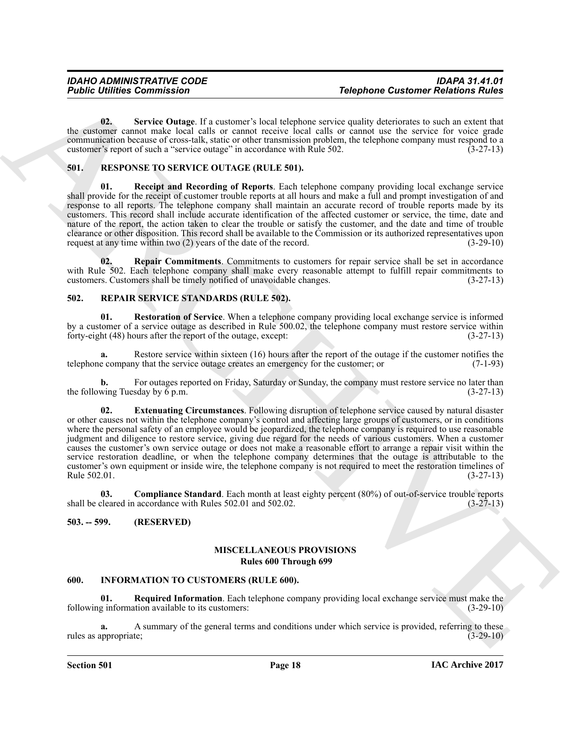**02. Service Outage**. If a customer's local telephone service quality deteriorates to such an extent that the customer cannot make local calls or cannot receive local calls or cannot use the service for voice grade communication because of cross-talk, static or other transmission problem, the telephone company must respond to a customer's report of such a "service outage" in accordance with Rule 502. (3-27-13)

## 501. RESPONSE TO SERVICE OUTAGE (RULE 501).

**01. Receipt and Recording of Reports**. Each telephone company providing local exchange service shall provide for the receipt of customer trouble reports at all hours and make a full and prompt investigation of and response to all reports. The telephone company shall maintain an accurate record of trouble reports made by its customers. This record shall include accurate identification of the affected customer or service, the time, date and nature of the report, the action taken to clear the trouble or satisfy the customer, and the date and time of trouble clearance or other disposition. This record shall be available to the Commission or its authorized representatives upon request at any time within two (2) years of the date of the record. (3-29-10)

**02. Repair Commitments**. Commitments to customers for repair service shall be set in accordance with Rule 502. Each telephone company shall make every reasonable attempt to fulfill repair commitments to customers. Customers shall be timely notified of unavoidable changes. (3-27-13)

## 502. REPAIR SERVICE STANDARDS (RULE 502).

**01. Restoration of Service**. When a telephone company providing local exchange service is informed by a customer of a service outage as described in Rule 500.02, the telephone company must restore service within forty-eight (48) hours after the report of the outage, except: (3-27-13)

**a.** Restore service within sixteen (16) hours after the report of the outage if the customer notifies the telephone company that the service outage creates an emergency for the customer; or (7-1-93)

**b.** For outages reported on Friday, Saturday or Sunday, the company must restore service no later than the following Tuesday by 6 p.m. (3-27-13)

**02. Extenuating Circumstances**. Following disruption of telephone service caused by natural disaster or other causes not within the telephone company's control and affecting large groups of customers, or in conditions where the personal safety of an employee would be jeopardized, the telephone company is required to use reasonable judgment and diligence to restore service, giving due regard for the needs of various customers. When a customer causes the customer's own service outage or does not make a reasonable effort to arrange a repair visit within the service restoration deadline, or when the telephone company determines that the outage is attributable to the customer's own equipment or inside wire, the telephone company is not required to meet the restoration timelines of Rule 502.01. (3-27-13)

**03. Compliance Standard**. Each month at least eighty percent (80%) of out-of-service trouble reports shall be cleared in accordance with Rules 502.01 and 502.02. (3-27-13)

## 503. -- 599. (RESERVED)

## MISCELLANEOUS PROVISIONS
### Rules 600 Through 699

## 600. INFORMATION TO CUSTOMERS (RULE 600).

**01. Required Information**. Each telephone company providing local exchange service must make the following information available to its customers: (3-29-10)

**a.** A summary of the general terms and conditions under which service is provided, referring to these rules as appropriate; (3-29-10)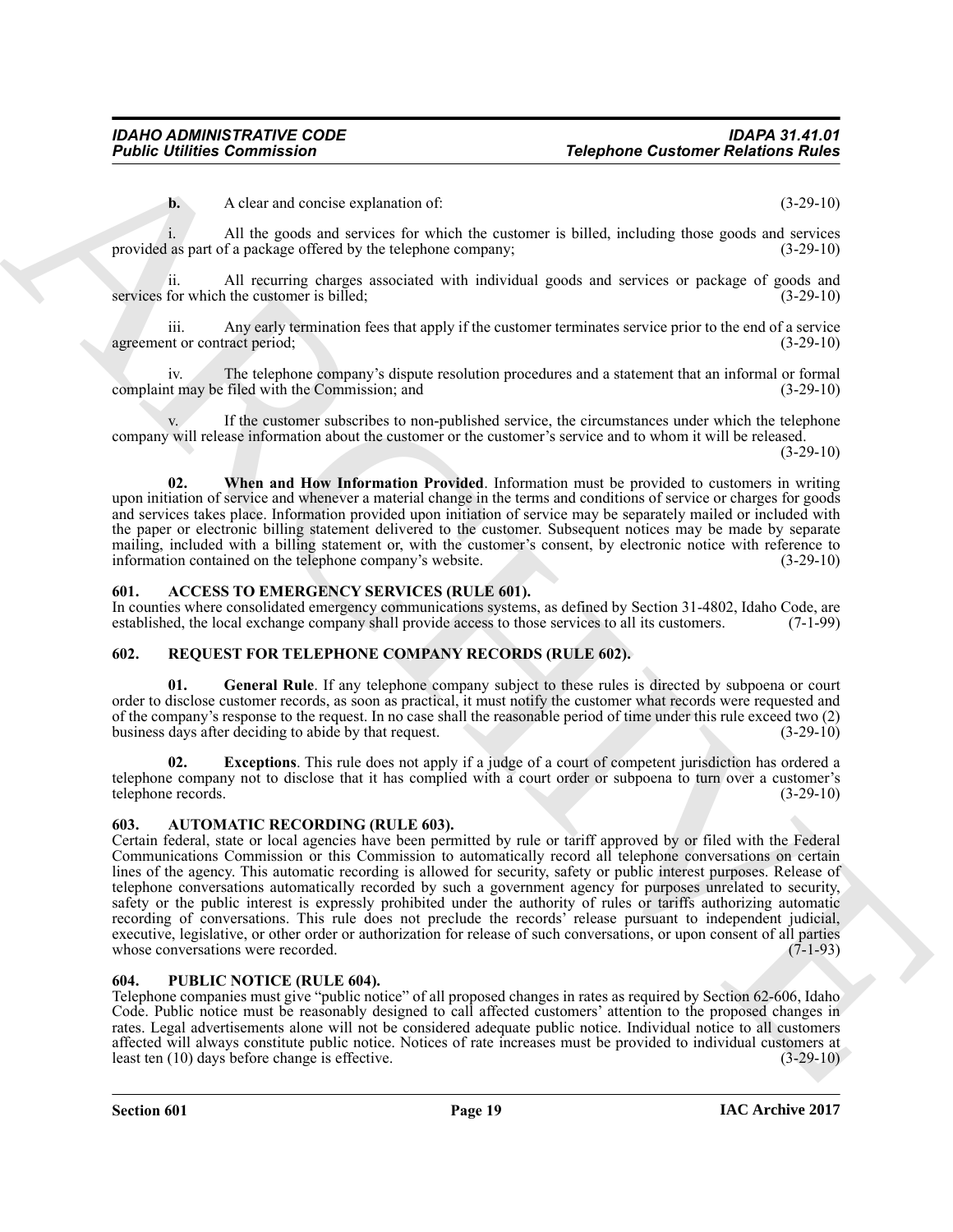**b.** A clear and concise explanation of: (3-29-10)

i. All the goods and services for which the customer is billed, including those goods and services provided as part of a package offered by the telephone company; (3-29-10)

ii. All recurring charges associated with individual goods and services or package of goods and services for which the customer is billed; (3-29-10)

iii. Any early termination fees that apply if the customer terminates service prior to the end of a service agreement or contract period; (3-29-10)

iv. The telephone company's dispute resolution procedures and a statement that an informal or formal complaint may be filed with the Commission; and (3-29-10)

v. If the customer subscribes to non-published service, the circumstances under which the telephone company will release information about the customer or the customer's service and to whom it will be released. (3-29-10)

**02. When and How Information Provided**. Information must be provided to customers in writing upon initiation of service and whenever a material change in the terms and conditions of service or charges for goods and services takes place. Information provided upon initiation of service may be separately mailed or included with the paper or electronic billing statement delivered to the customer. Subsequent notices may be made by separate mailing, included with a billing statement or, with the customer's consent, by electronic notice with reference to information contained on the telephone company's website. (3-29-10)

### 601. ACCESS TO EMERGENCY SERVICES (RULE 601).

In counties where consolidated emergency communications systems, as defined by Section 31-4802, Idaho Code, are established, the local exchange company shall provide access to those services to all its customers. (7-1-99)

### 602. REQUEST FOR TELEPHONE COMPANY RECORDS (RULE 602).

**01. General Rule**. If any telephone company subject to these rules is directed by subpoena or court order to disclose customer records, as soon as practical, it must notify the customer what records were requested and of the company's response to the request. In no case shall the reasonable period of time under this rule exceed two (2) business days after deciding to abide by that request. (3-29-10)

**02. Exceptions**. This rule does not apply if a judge of a court of competent jurisdiction has ordered a telephone company not to disclose that it has complied with a court order or subpoena to turn over a customer's telephone records. (3-29-10)

### 603. AUTOMATIC RECORDING (RULE 603).

Certain federal, state or local agencies have been permitted by rule or tariff approved by or filed with the Federal Communications Commission or this Commission to automatically record all telephone conversations on certain lines of the agency. This automatic recording is allowed for security, safety or public interest purposes. Release of telephone conversations automatically recorded by such a government agency for purposes unrelated to security, safety or the public interest is expressly prohibited under the authority of rules or tariffs authorizing automatic recording of conversations. This rule does not preclude the records' release pursuant to independent judicial, executive, legislative, or other order or authorization for release of such conversations, or upon consent of all parties whose conversations were recorded. (7-1-93)

### 604. PUBLIC NOTICE (RULE 604).

Telephone companies must give "public notice" of all proposed changes in rates as required by Section 62-606, Idaho Code. Public notice must be reasonably designed to call affected customers' attention to the proposed changes in rates. Legal advertisements alone will not be considered adequate public notice. Individual notice to all customers affected will always constitute public notice. Notices of rate increases must be provided to individual customers at least ten (10) days before change is effective. (3-29-10)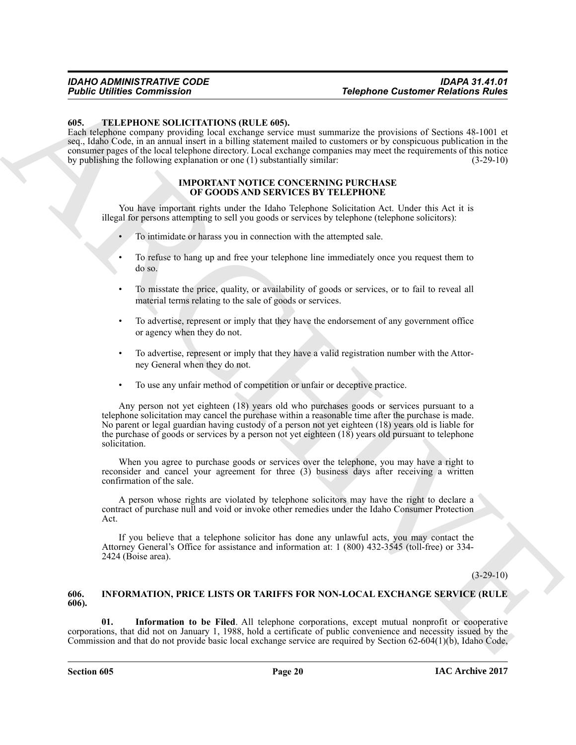### 605. TELEPHONE SOLICITATIONS (RULE 605).

Each telephone company providing local exchange service must summarize the provisions of Sections 48-1001 et seq., Idaho Code, in an annual insert in a billing statement mailed to customers or by conspicuous publication in the consumer pages of the local telephone directory. Local exchange companies may meet the requirements of this notice by publishing the following explanation or one (1) substantially similar: (3-29-10)

**IMPORTANT NOTICE CONCERNING PURCHASE OF GOODS AND SERVICES BY TELEPHONE**

You have important rights under the Idaho Telephone Solicitation Act. Under this Act it is illegal for persons attempting to sell you goods or services by telephone (telephone solicitors):

- To intimidate or harass you in connection with the attempted sale.
- To refuse to hang up and free your telephone line immediately once you request them to do so.
- To misstate the price, quality, or availability of goods or services, or to fail to reveal all material terms relating to the sale of goods or services.
- To advertise, represent or imply that they have the endorsement of any government office or agency when they do not.
- To advertise, represent or imply that they have a valid registration number with the Attorney General when they do not.
- To use any unfair method of competition or unfair or deceptive practice.

Any person not yet eighteen (18) years old who purchases goods or services pursuant to a telephone solicitation may cancel the purchase within a reasonable time after the purchase is made. No parent or legal guardian having custody of a person not yet eighteen (18) years old is liable for the purchase of goods or services by a person not yet eighteen (18) years old pursuant to telephone solicitation.

When you agree to purchase goods or services over the telephone, you may have a right to reconsider and cancel your agreement for three (3) business days after receiving a written confirmation of the sale.

A person whose rights are violated by telephone solicitors may have the right to declare a contract of purchase null and void or invoke other remedies under the Idaho Consumer Protection Act.

If you believe that a telephone solicitor has done any unlawful acts, you may contact the Attorney General's Office for assistance and information at: 1 (800) 432-3545 (toll-free) or 334-2424 (Boise area).

(3-29-10)

### 606. INFORMATION, PRICE LISTS OR TARIFFS FOR NON-LOCAL EXCHANGE SERVICE (RULE 606).

**01. Information to be Filed**. All telephone corporations, except mutual nonprofit or cooperative corporations, that did not on January 1, 1988, hold a certificate of public convenience and necessity issued by the Commission and that do not provide basic local exchange service are required by Section 62-604(1)(b), Idaho Code,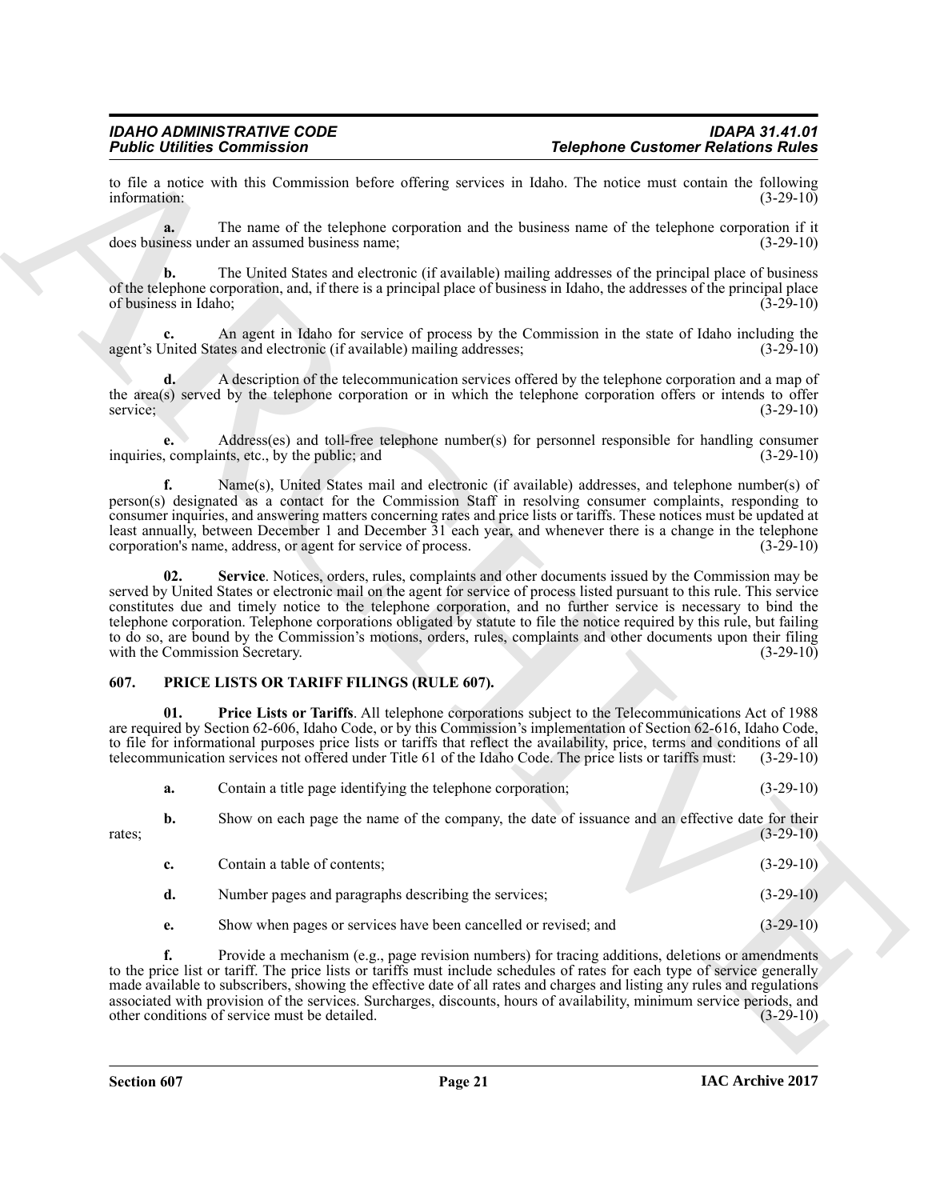to file a notice with this Commission before offering services in Idaho. The notice must contain the following information: (3-29-10)

**a.** The name of the telephone corporation and the business name of the telephone corporation if it does business under an assumed business name; (3-29-10)

**b.** The United States and electronic (if available) mailing addresses of the principal place of business of the telephone corporation, and, if there is a principal place of business in Idaho, the addresses of the principal place of business in Idaho; (3-29-10)

**c.** An agent in Idaho for service of process by the Commission in the state of Idaho including the agent's United States and electronic (if available) mailing addresses; (3-29-10)

**d.** A description of the telecommunication services offered by the telephone corporation and a map of the area(s) served by the telephone corporation or in which the telephone corporation offers or intends to offer service; (3-29-10)

**e.** Address(es) and toll-free telephone number(s) for personnel responsible for handling consumer inquiries, complaints, etc., by the public; and (3-29-10)

**f.** Name(s), United States mail and electronic (if available) addresses, and telephone number(s) of person(s) designated as a contact for the Commission Staff in resolving consumer complaints, responding to consumer inquiries, and answering matters concerning rates and price lists or tariffs. These notices must be updated at least annually, between December 1 and December 31 each year, and whenever there is a change in the telephone corporation's name, address, or agent for service of process. (3-29-10)

**02. Service**. Notices, orders, rules, complaints and other documents issued by the Commission may be served by United States or electronic mail on the agent for service of process listed pursuant to this rule. This service constitutes due and timely notice to the telephone corporation, and no further service is necessary to bind the telephone corporation. Telephone corporations obligated by statute to file the notice required by this rule, but failing to do so, are bound by the Commission's motions, orders, rules, complaints and other documents upon their filing with the Commission Secretary. (3-29-10)

## 607. PRICE LISTS OR TARIFF FILINGS (RULE 607).

**01. Price Lists or Tariffs**. All telephone corporations subject to the Telecommunications Act of 1988 are required by Section 62-606, Idaho Code, or by this Commission's implementation of Section 62-616, Idaho Code, to file for informational purposes price lists or tariffs that reflect the availability, price, terms and conditions of all telecommunication services not offered under Title 61 of the Idaho Code. The price lists or tariffs must: (3-29-10)

**a.** Contain a title page identifying the telephone corporation; (3-29-10)

**b.** Show on each page the name of the company, the date of issuance and an effective date for their rates; (3-29-10)

**c.** Contain a table of contents; (3-29-10)

**d.** Number pages and paragraphs describing the services; (3-29-10)

**e.** Show when pages or services have been cancelled or revised; and (3-29-10)

**f.** Provide a mechanism (e.g., page revision numbers) for tracing additions, deletions or amendments to the price list or tariff. The price lists or tariffs must include schedules of rates for each type of service generally made available to subscribers, showing the effective date of all rates and charges and listing any rules and regulations associated with provision of the services. Surcharges, discounts, hours of availability, minimum service periods, and other conditions of service must be detailed. (3-29-10)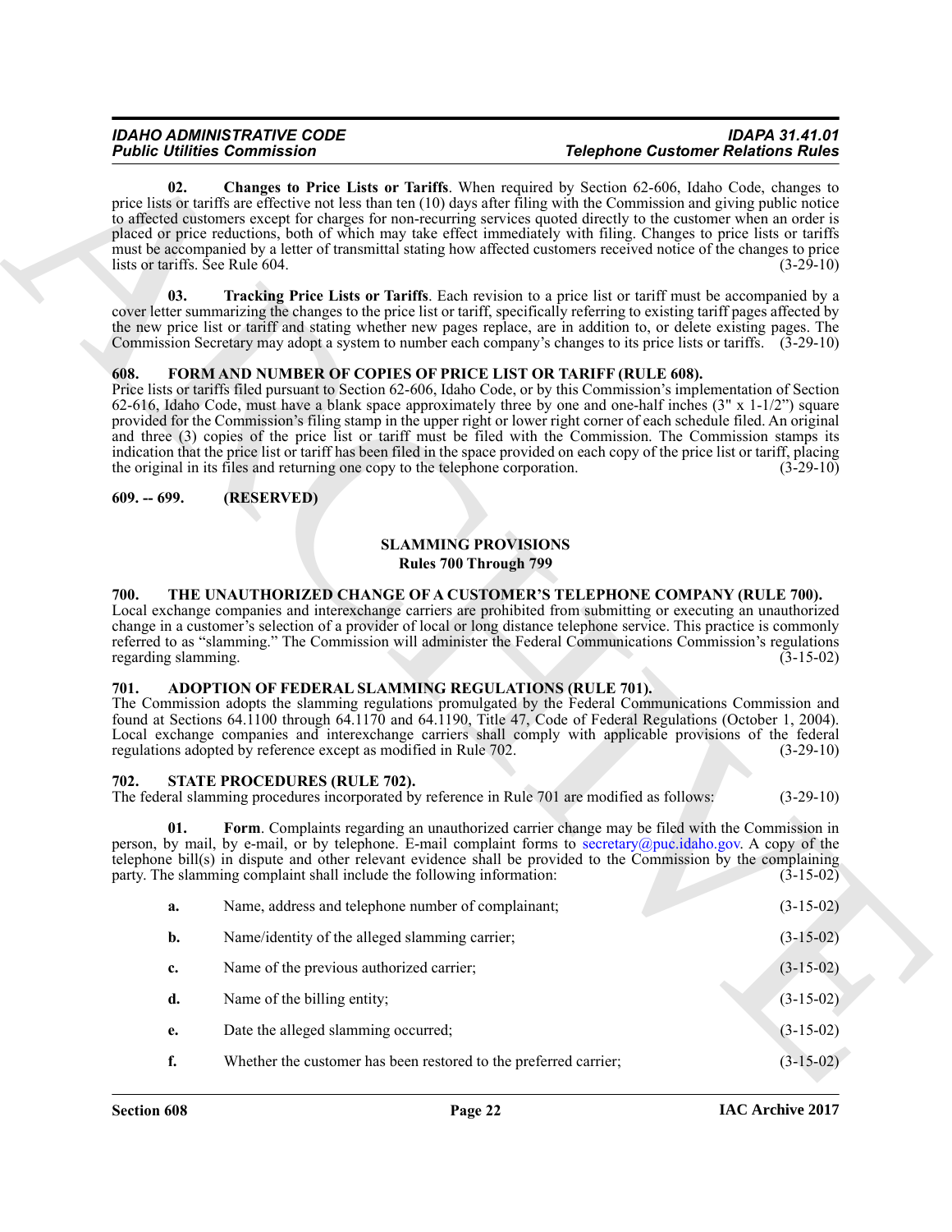**02. Changes to Price Lists or Tariffs**. When required by Section 62-606, Idaho Code, changes to price lists or tariffs are effective not less than ten (10) days after filing with the Commission and giving public notice to affected customers except for charges for non-recurring services quoted directly to the customer when an order is placed or price reductions, both of which may take effect immediately with filing. Changes to price lists or tariffs must be accompanied by a letter of transmittal stating how affected customers received notice of the changes to price lists or tariffs. See Rule 604. (3-29-10)

**03. Tracking Price Lists or Tariffs**. Each revision to a price list or tariff must be accompanied by a cover letter summarizing the changes to the price list or tariff, specifically referring to existing tariff pages affected by the new price list or tariff and stating whether new pages replace, are in addition to, or delete existing pages. The Commission Secretary may adopt a system to number each company's changes to its price lists or tariffs. (3-29-10)

### 608. FORM AND NUMBER OF COPIES OF PRICE LIST OR TARIFF (RULE 608).

Price lists or tariffs filed pursuant to Section 62-606, Idaho Code, or by this Commission's implementation of Section 62-616, Idaho Code, must have a blank space approximately three by one and one-half inches (3" x 1-1/2") square provided for the Commission's filing stamp in the upper right or lower right corner of each schedule filed. An original and three (3) copies of the price list or tariff must be filed with the Commission. The Commission stamps its indication that the price list or tariff has been filed in the space provided on each copy of the price list or tariff, placing the original in its files and returning one copy to the telephone corporation. (3-29-10)

### 609. -- 699. (RESERVED)

## SLAMMING PROVISIONS
## Rules 700 Through 799

### 700. THE UNAUTHORIZED CHANGE OF A CUSTOMER'S TELEPHONE COMPANY (RULE 700).

Local exchange companies and interexchange carriers are prohibited from submitting or executing an unauthorized change in a customer's selection of a provider of local or long distance telephone service. This practice is commonly referred to as "slamming." The Commission will administer the Federal Communications Commission's regulations regarding slamming. (3-15-02)

### 701. ADOPTION OF FEDERAL SLAMMING REGULATIONS (RULE 701).

The Commission adopts the slamming regulations promulgated by the Federal Communications Commission and found at Sections 64.1100 through 64.1170 and 64.1190, Title 47, Code of Federal Regulations (October 1, 2004). Local exchange companies and interexchange carriers shall comply with applicable provisions of the federal regulations adopted by reference except as modified in Rule 702. (3-29-10)

### 702. STATE PROCEDURES (RULE 702).

The federal slamming procedures incorporated by reference in Rule 701 are modified as follows: (3-29-10)

**01. Form**. Complaints regarding an unauthorized carrier change may be filed with the Commission in person, by mail, by e-mail, or by telephone. E-mail complaint forms to secretary@puc.idaho.gov. A copy of the telephone bill(s) in dispute and other relevant evidence shall be provided to the Commission by the complaining party. The slamming complaint shall include the following information: (3-15-02)

**a.** Name, address and telephone number of complainant; (3-15-02)

**b.** Name/identity of the alleged slamming carrier; (3-15-02)

**c.** Name of the previous authorized carrier; (3-15-02)

**d.** Name of the billing entity; (3-15-02)

**e.** Date the alleged slamming occurred; (3-15-02)

**f.** Whether the customer has been restored to the preferred carrier; (3-15-02)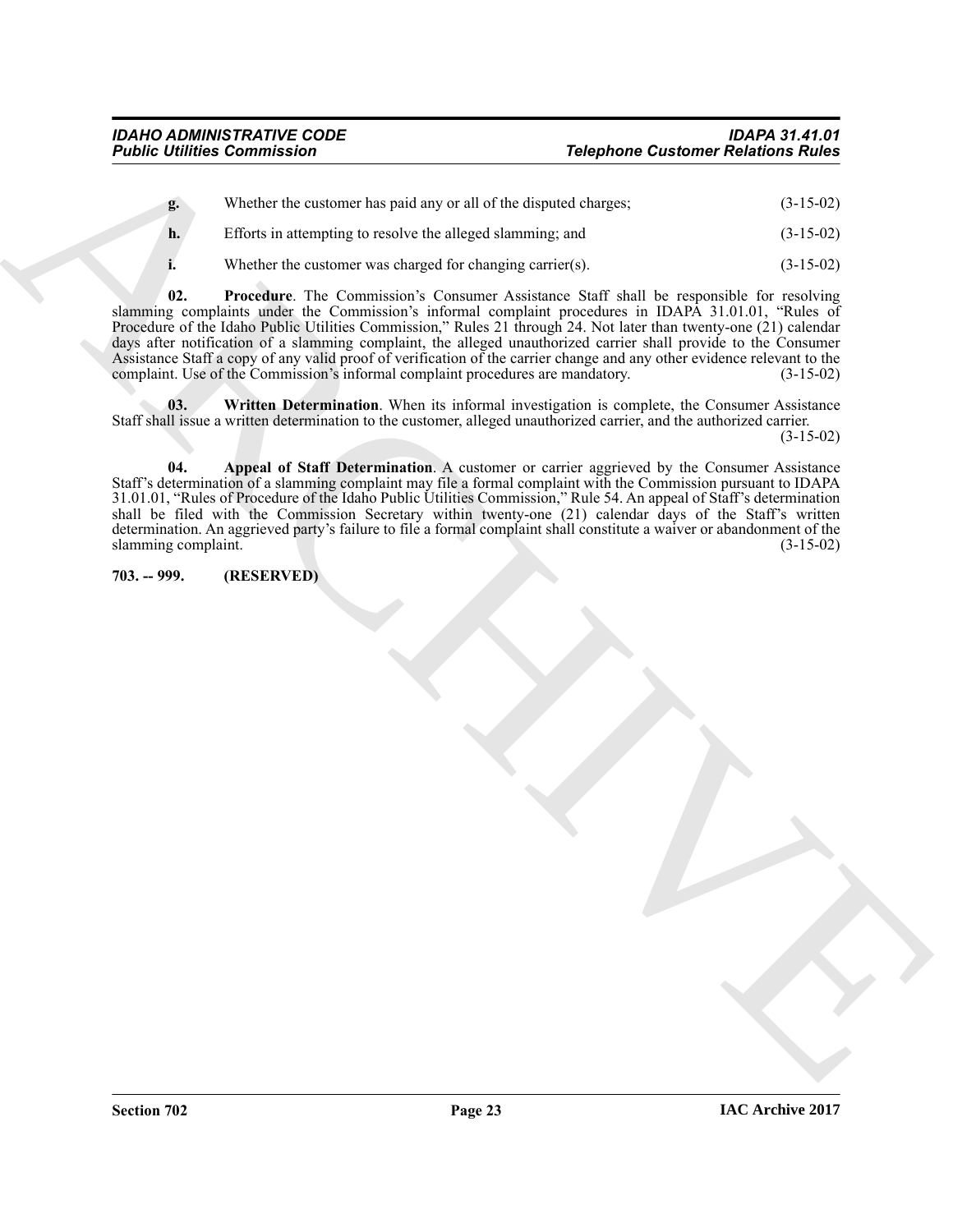**g.** Whether the customer has paid any or all of the disputed charges; (3-15-02)

**h.** Efforts in attempting to resolve the alleged slamming; and (3-15-02)

**i.** Whether the customer was charged for changing carrier(s). (3-15-02)

**02. Procedure**. The Commission's Consumer Assistance Staff shall be responsible for resolving slamming complaints under the Commission's informal complaint procedures in IDAPA 31.01.01, "Rules of Procedure of the Idaho Public Utilities Commission," Rules 21 through 24. Not later than twenty-one (21) calendar days after notification of a slamming complaint, the alleged unauthorized carrier shall provide to the Consumer Assistance Staff a copy of any valid proof of verification of the carrier change and any other evidence relevant to the complaint. Use of the Commission's informal complaint procedures are mandatory. (3-15-02)

**03. Written Determination**. When its informal investigation is complete, the Consumer Assistance Staff shall issue a written determination to the customer, alleged unauthorized carrier, and the authorized carrier. (3-15-02)

**04. Appeal of Staff Determination**. A customer or carrier aggrieved by the Consumer Assistance Staff's determination of a slamming complaint may file a formal complaint with the Commission pursuant to IDAPA 31.01.01, "Rules of Procedure of the Idaho Public Utilities Commission," Rule 54. An appeal of Staff's determination shall be filed with the Commission Secretary within twenty-one (21) calendar days of the Staff's written determination. An aggrieved party's failure to file a formal complaint shall constitute a waiver or abandonment of the slamming complaint. (3-15-02)

**703. -- 999. (RESERVED)**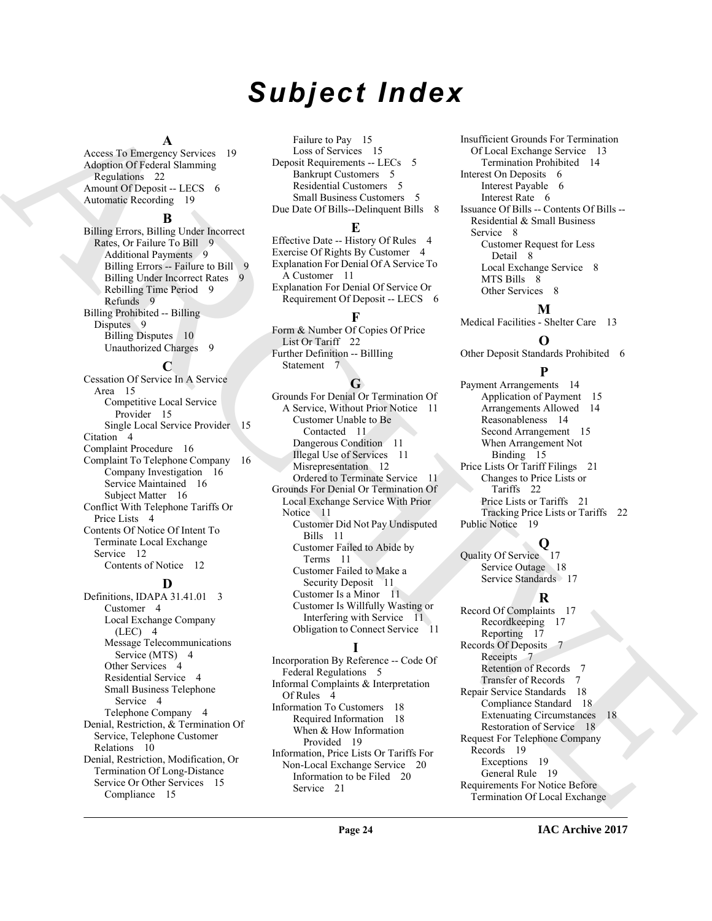# Subject Index

## A

Access To Emergency Services 19
Adoption Of Federal Slamming Regulations 22
Amount Of Deposit -- LECS 6
Automatic Recording 19

## B

Billing Errors, Billing Under Incorrect Rates, Or Failure To Bill 9
- Additional Payments 9
- Billing Errors -- Failure to Bill 9
- Billing Under Incorrect Rates 9
- Rebilling Time Period 9
- Refunds 9

Billing Prohibited -- Billing Disputes 9
- Billing Disputes 10
- Unauthorized Charges 9

## C

Cessation Of Service In A Service Area 15
- Competitive Local Service Provider 15
- Single Local Service Provider 15

Citation 4
Complaint Procedure 16
Complaint To Telephone Company 16
- Company Investigation 16
- Service Maintained 16
- Subject Matter 16

Conflict With Telephone Tariffs Or Price Lists 4
Contents Of Notice Of Intent To Terminate Local Exchange Service 12
- Contents of Notice 12

## D

Definitions, IDAPA 31.41.01 3
- Customer 4
- Local Exchange Company (LEC) 4
- Message Telecommunications Service (MTS) 4
- Other Services 4
- Residential Service 4
- Small Business Telephone Service 4
- Telephone Company 4

Denial, Restriction, & Termination Of Service, Telephone Customer Relations 10
Denial, Restriction, Modification, Or Termination Of Long-Distance Service Or Other Services 15
- Compliance 15
- Failure to Pay 15
- Loss of Services 15

Deposit Requirements -- LECs 5
- Bankrupt Customers 5
- Residential Customers 5
- Small Business Customers 5

Due Date Of Bills--Delinquent Bills 8

## E

Effective Date -- History Of Rules 4
Exercise Of Rights By Customer 4
Explanation For Denial Of A Service To A Customer 11
Explanation For Denial Of Service Or Requirement Of Deposit -- LECS 6

## F

Form & Number Of Copies Of Price List Or Tariff 22
Further Definition -- BillIing Statement 7

## G

Grounds For Denial Or Termination Of A Service, Without Prior Notice 11
- Customer Unable to Be Contacted 11
- Dangerous Condition 11
- Illegal Use of Services 11
- Misrepresentation 12
- Ordered to Terminate Service 11

Grounds For Denial Or Termination Of Local Exchange Service With Prior Notice 11
- Customer Did Not Pay Undisputed Bills 11
- Customer Failed to Abide by Terms 11
- Customer Failed to Make a Security Deposit 11
- Customer Is a Minor 11
- Customer Is Willfully Wasting or Interfering with Service 11
- Obligation to Connect Service 11

## I

Incorporation By Reference -- Code Of Federal Regulations 5
Informal Complaints & Interpretation Of Rules 4
Information To Customers 18
- Required Information 18
- When & How Information Provided 19

Information, Price Lists Or Tariffs For Non-Local Exchange Service 20
- Information to be Filed 20
- Service 21

Insufficient Grounds For Termination Of Local Exchange Service 13
- Termination Prohibited 14

Interest On Deposits 6
- Interest Payable 6
- Interest Rate 6

Issuance Of Bills -- Contents Of Bills -- Residential & Small Business Service 8
- Customer Request for Less Detail 8
- Local Exchange Service 8
- MTS Bills 8
- Other Services 8

## M

Medical Facilities - Shelter Care 13

## O

Other Deposit Standards Prohibited 6

## P

Payment Arrangements 14
- Application of Payment 15
- Arrangements Allowed 14
- Reasonableness 14
- Second Arrangement 15
- When Arrangement Not Binding 15

Price Lists Or Tariff Filings 21
- Changes to Price Lists or Tariffs 22
- Price Lists or Tariffs 21
- Tracking Price Lists or Tariffs 22

Public Notice 19

## Q

Quality Of Service 17
- Service Outage 18
- Service Standards 17

## R

Record Of Complaints 17
- Recordkeeping 17
- Reporting 17

Records Of Deposits 7
- Receipts 7
- Retention of Records 7
- Transfer of Records 7

Repair Service Standards 18
- Compliance Standard 18
- Extenuating Circumstances 18
- Restoration of Service 18

Request For Telephone Company Records 19
- Exceptions 19
- General Rule 19

Requirements For Notice Before Termination Of Local Exchange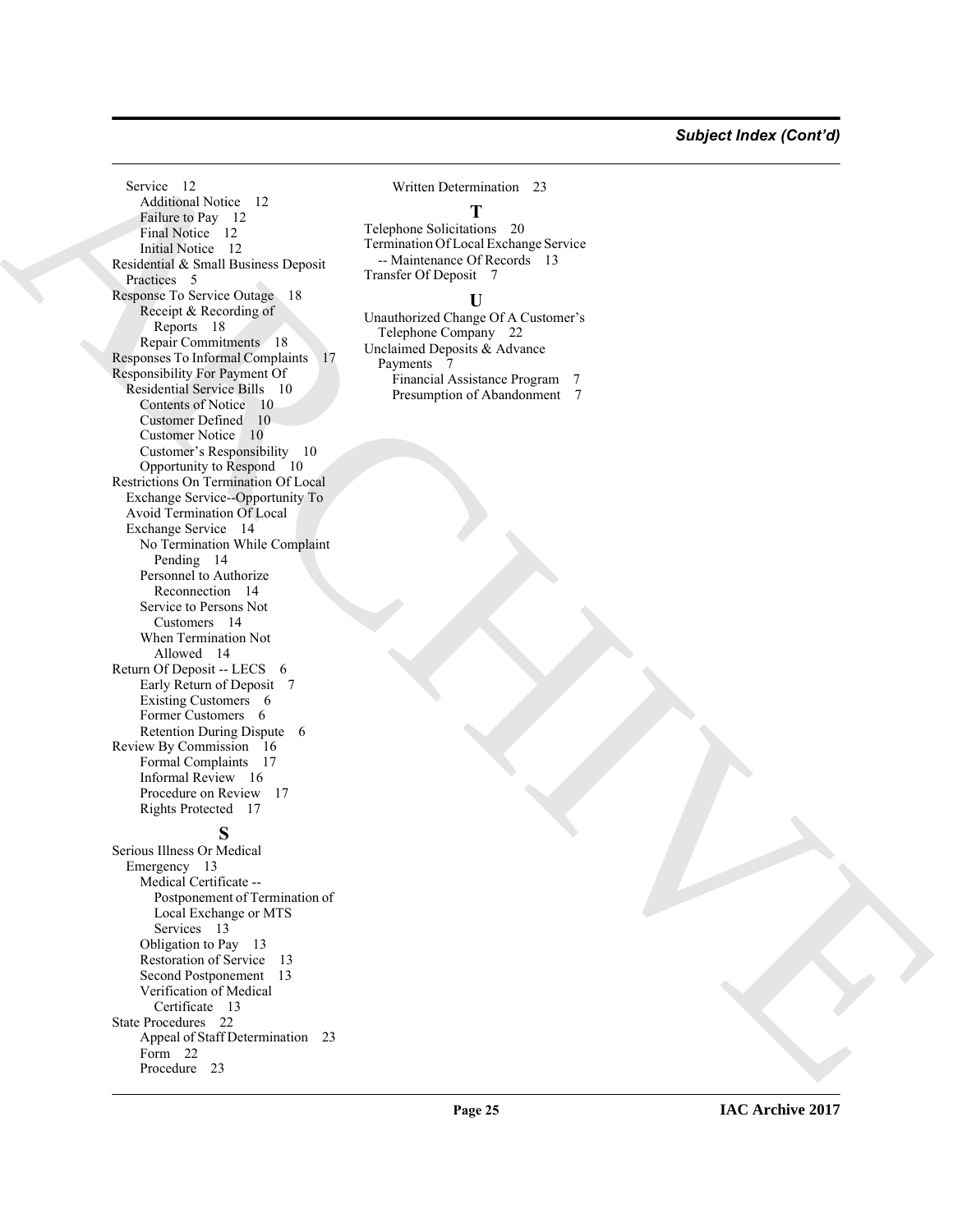## Subject Index (Cont'd)

Service 12
- Additional Notice 12
- Failure to Pay 12
- Final Notice 12
- Initial Notice 12

Residential & Small Business Deposit Practices 5

Response To Service Outage 18
- Receipt & Recording of Reports 18
- Repair Commitments 18

Responses To Informal Complaints 17

Responsibility For Payment Of Residential Service Bills 10
- Contents of Notice 10
- Customer Defined 10
- Customer Notice 10
- Customer's Responsibility 10
- Opportunity to Respond 10

Restrictions On Termination Of Local Exchange Service--Opportunity To Avoid Termination Of Local Exchange Service 14
- No Termination While Complaint Pending 14
- Personnel to Authorize Reconnection 14
- Service to Persons Not Customers 14
- When Termination Not Allowed 14

Return Of Deposit -- LECS 6
- Early Return of Deposit 7
- Existing Customers 6
- Former Customers 6
- Retention During Dispute 6

Review By Commission 16
- Formal Complaints 17
- Informal Review 16
- Procedure on Review 17
- Rights Protected 17

### S

Serious Illness Or Medical Emergency 13
- Medical Certificate -- Postponement of Termination of Local Exchange or MTS Services 13
- Obligation to Pay 13
- Restoration of Service 13
- Second Postponement 13
- Verification of Medical Certificate 13

State Procedures 22
- Appeal of Staff Determination 23
- Form 22
- Procedure 23
- Written Determination 23

### T

Telephone Solicitations 20

Termination Of Local Exchange Service -- Maintenance Of Records 13

Transfer Of Deposit 7

### U

Unauthorized Change Of A Customer's Telephone Company 22

Unclaimed Deposits & Advance Payments 7
- Financial Assistance Program 7
- Presumption of Abandonment 7